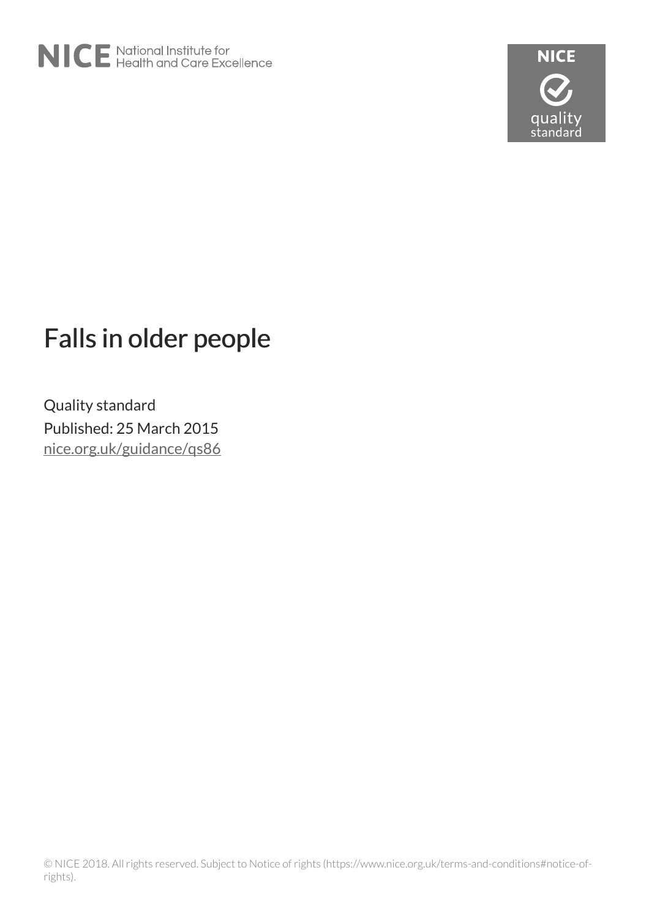# Falls in older people

Quality standard

Published: 25 March 2015

nice.org.uk/guidance/qs86

© NICE 2018. All rights reserved. Subject to Notice of rights (https://www.nice.org.uk/terms-and-conditions#notice-of-rights).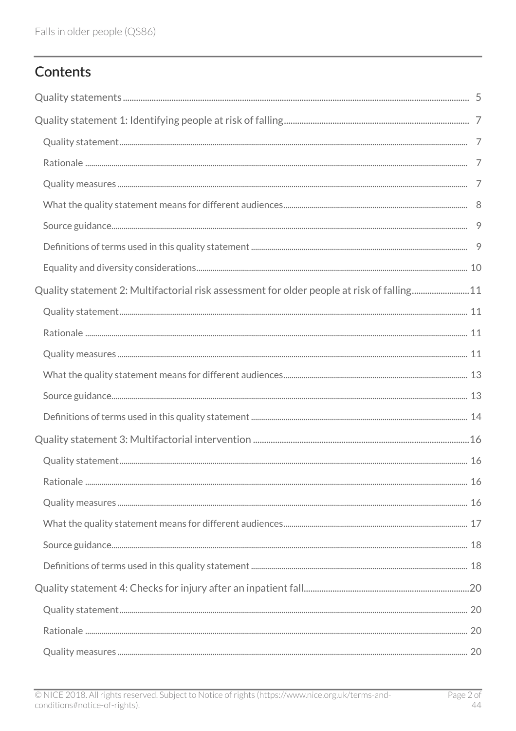# Contents

Quality statements ..... 5

Quality statement 1: Identifying people at risk of falling ..... 7

- Quality statement ..... 7
- Rationale ..... 7
- Quality measures ..... 7
- What the quality statement means for different audiences ..... 8
- Source guidance ..... 9
- Definitions of terms used in this quality statement ..... 9
- Equality and diversity considerations ..... 10

Quality statement 2: Multifactorial risk assessment for older people at risk of falling ..... 11

- Quality statement ..... 11
- Rationale ..... 11
- Quality measures ..... 11
- What the quality statement means for different audiences ..... 13
- Source guidance ..... 13
- Definitions of terms used in this quality statement ..... 14

Quality statement 3: Multifactorial intervention ..... 16

- Quality statement ..... 16
- Rationale ..... 16
- Quality measures ..... 16
- What the quality statement means for different audiences ..... 17
- Source guidance ..... 18
- Definitions of terms used in this quality statement ..... 18

Quality statement 4: Checks for injury after an inpatient fall ..... 20

- Quality statement ..... 20
- Rationale ..... 20
- Quality measures ..... 20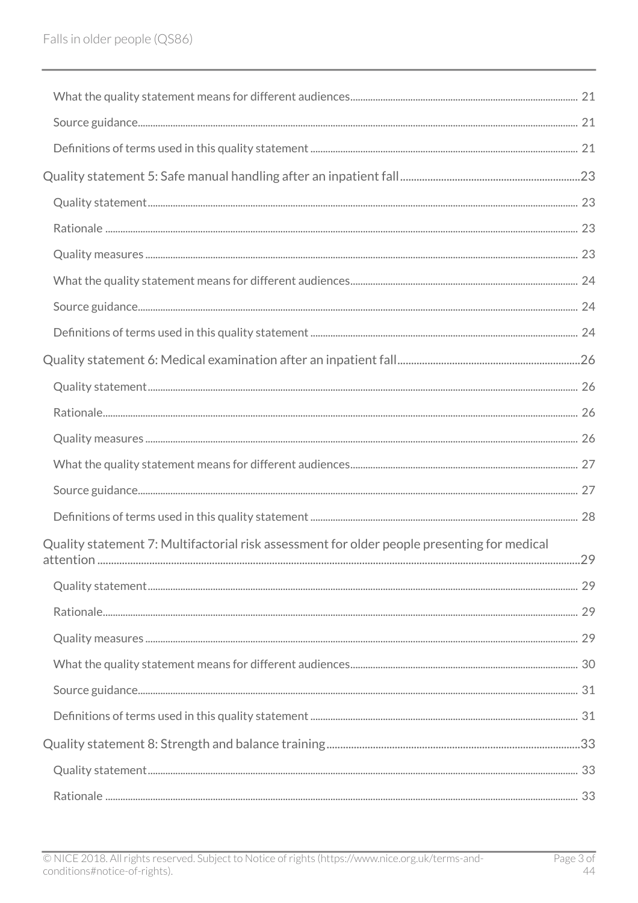What the quality statement means for different audiences ..... 21

Source guidance ..... 21

Definitions of terms used in this quality statement ..... 21

Quality statement 5: Safe manual handling after an inpatient fall ..... 23

Quality statement ..... 23

Rationale ..... 23

Quality measures ..... 23

What the quality statement means for different audiences ..... 24

Source guidance ..... 24

Definitions of terms used in this quality statement ..... 24

Quality statement 6: Medical examination after an inpatient fall ..... 26

Quality statement ..... 26

Rationale ..... 26

Quality measures ..... 26

What the quality statement means for different audiences ..... 27

Source guidance ..... 27

Definitions of terms used in this quality statement ..... 28

Quality statement 7: Multifactorial risk assessment for older people presenting for medical attention ..... 29

Quality statement ..... 29

Rationale ..... 29

Quality measures ..... 29

What the quality statement means for different audiences ..... 30

Source guidance ..... 31

Definitions of terms used in this quality statement ..... 31

Quality statement 8: Strength and balance training ..... 33

Quality statement ..... 33

Rationale ..... 33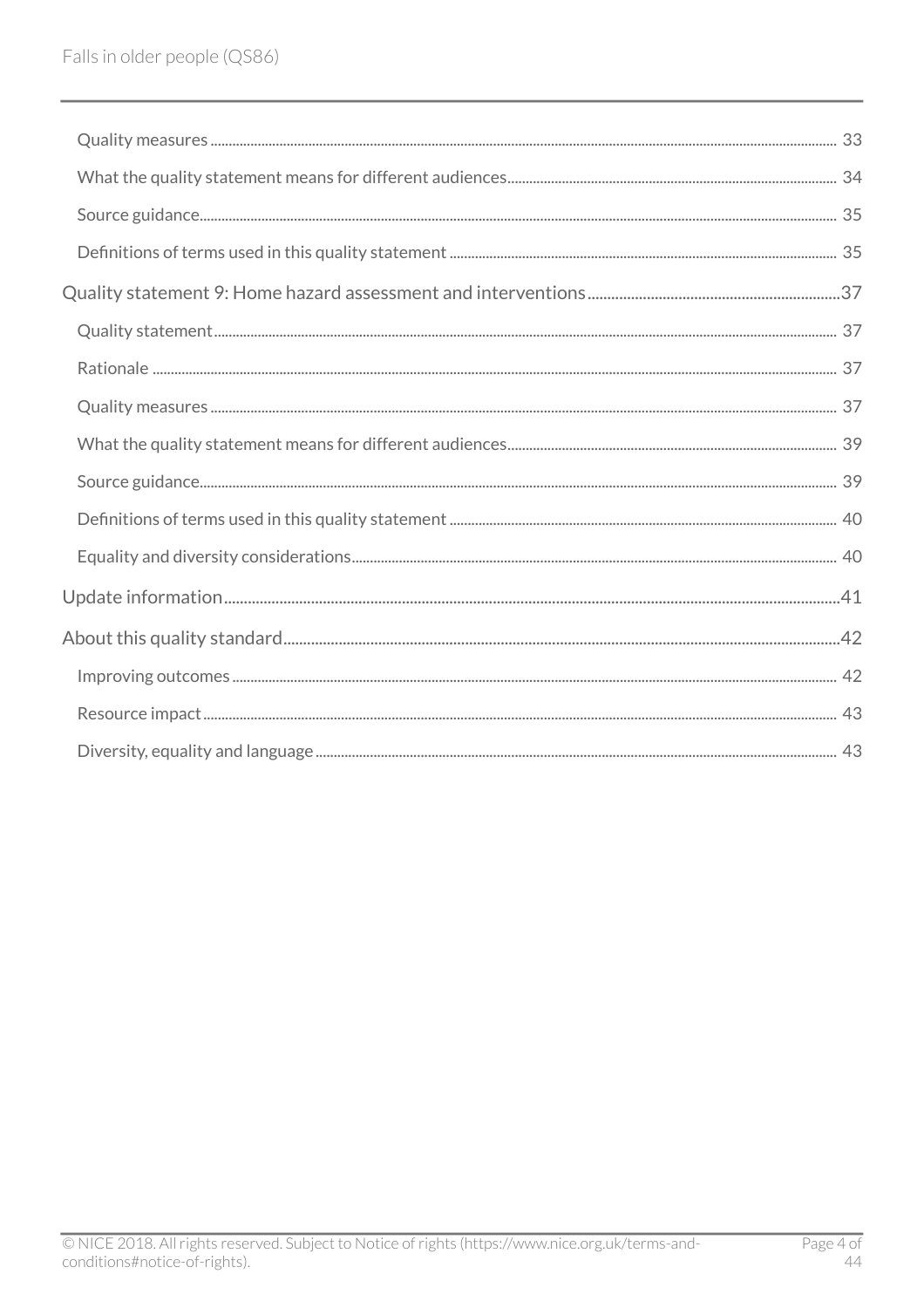- Quality measures ... 33
- What the quality statement means for different audiences ... 34
- Source guidance ... 35
- Definitions of terms used in this quality statement ... 35

Quality statement 9: Home hazard assessment and interventions ... 37

- Quality statement ... 37
- Rationale ... 37
- Quality measures ... 37
- What the quality statement means for different audiences ... 39
- Source guidance ... 39
- Definitions of terms used in this quality statement ... 40
- Equality and diversity considerations ... 40

Update information ... 41

About this quality standard ... 42

- Improving outcomes ... 42
- Resource impact ... 43
- Diversity, equality and language ... 43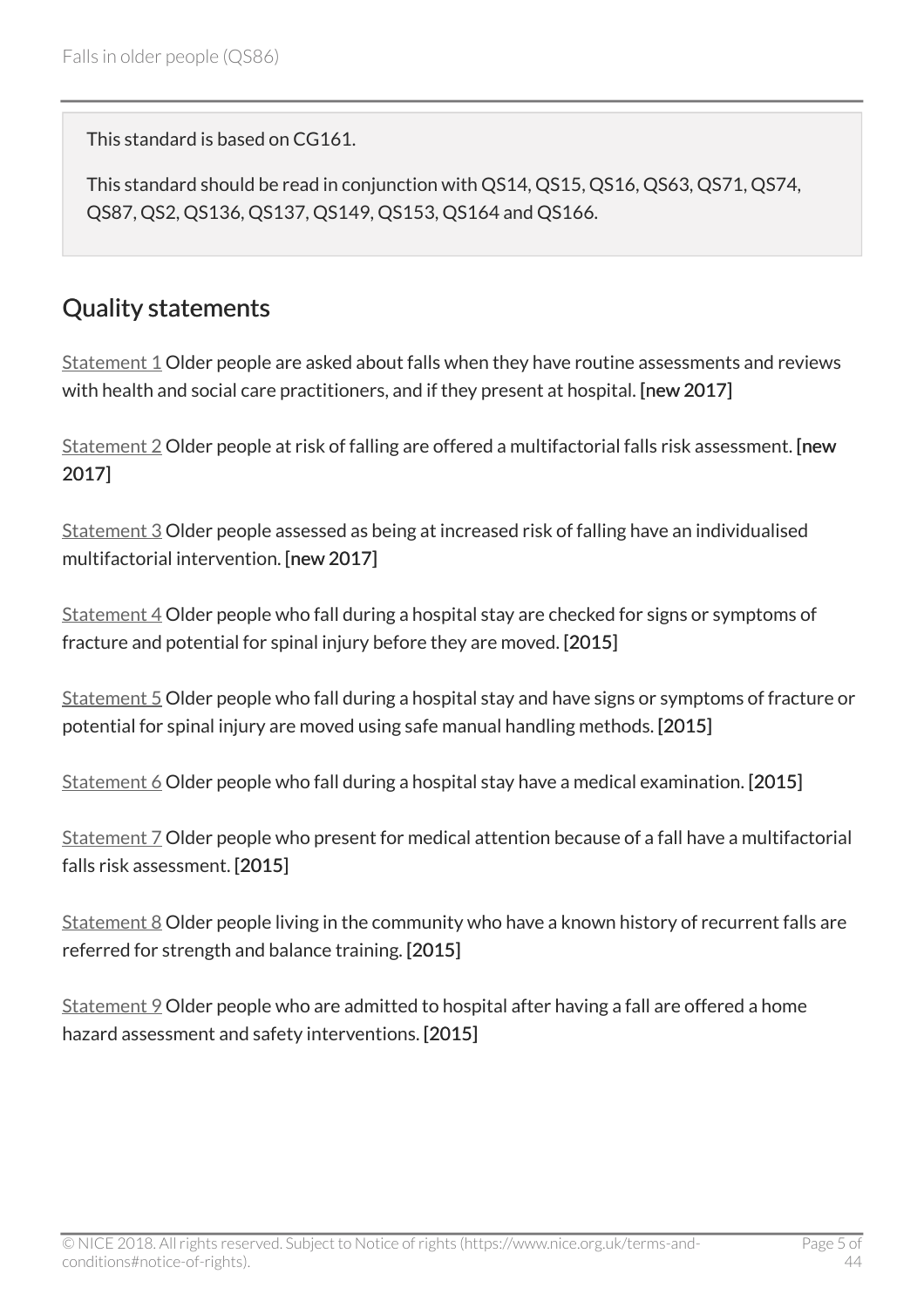This standard is based on CG161.

This standard should be read in conjunction with QS14, QS15, QS16, QS63, QS71, QS74, QS87, QS2, QS136, QS137, QS149, QS153, QS164 and QS166.

## Quality statements

Statement 1 Older people are asked about falls when they have routine assessments and reviews with health and social care practitioners, and if they present at hospital. [new 2017]

Statement 2 Older people at risk of falling are offered a multifactorial falls risk assessment. [new 2017]

Statement 3 Older people assessed as being at increased risk of falling have an individualised multifactorial intervention. [new 2017]

Statement 4 Older people who fall during a hospital stay are checked for signs or symptoms of fracture and potential for spinal injury before they are moved. [2015]

Statement 5 Older people who fall during a hospital stay and have signs or symptoms of fracture or potential for spinal injury are moved using safe manual handling methods. [2015]

Statement 6 Older people who fall during a hospital stay have a medical examination. [2015]

Statement 7 Older people who present for medical attention because of a fall have a multifactorial falls risk assessment. [2015]

Statement 8 Older people living in the community who have a known history of recurrent falls are referred for strength and balance training. [2015]

Statement 9 Older people who are admitted to hospital after having a fall are offered a home hazard assessment and safety interventions. [2015]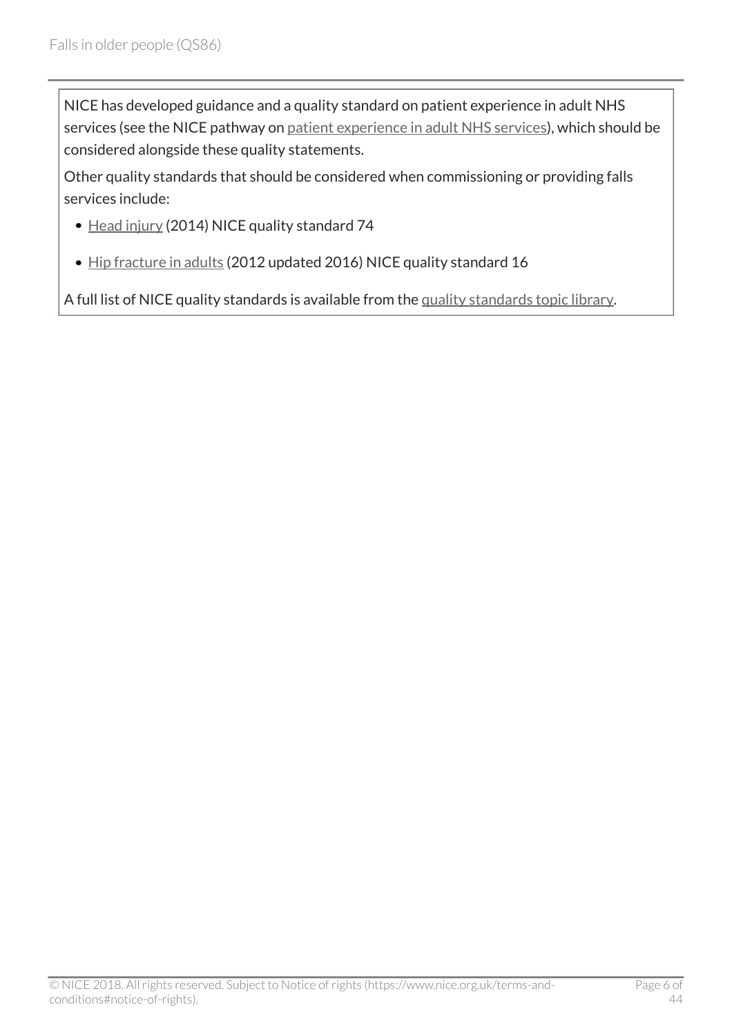NICE has developed guidance and a quality standard on patient experience in adult NHS services (see the NICE pathway on patient experience in adult NHS services), which should be considered alongside these quality statements.

Other quality standards that should be considered when commissioning or providing falls services include:

- Head injury (2014) NICE quality standard 74
- Hip fracture in adults (2012 updated 2016) NICE quality standard 16

A full list of NICE quality standards is available from the quality standards topic library.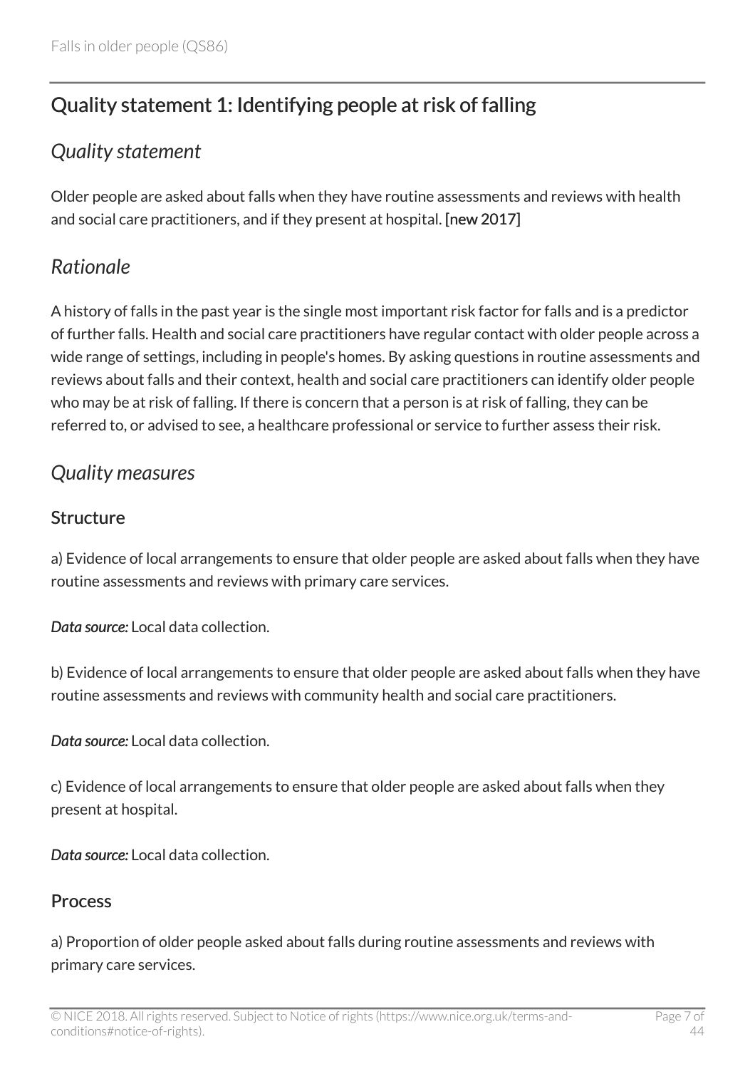## Quality statement 1: Identifying people at risk of falling

### *Quality statement*

Older people are asked about falls when they have routine assessments and reviews with health and social care practitioners, and if they present at hospital. **[new 2017]**

### *Rationale*

A history of falls in the past year is the single most important risk factor for falls and is a predictor of further falls. Health and social care practitioners have regular contact with older people across a wide range of settings, including in people's homes. By asking questions in routine assessments and reviews about falls and their context, health and social care practitioners can identify older people who may be at risk of falling. If there is concern that a person is at risk of falling, they can be referred to, or advised to see, a healthcare professional or service to further assess their risk.

### *Quality measures*

#### Structure

a) Evidence of local arrangements to ensure that older people are asked about falls when they have routine assessments and reviews with primary care services.

***Data source:*** Local data collection.

b) Evidence of local arrangements to ensure that older people are asked about falls when they have routine assessments and reviews with community health and social care practitioners.

***Data source:*** Local data collection.

c) Evidence of local arrangements to ensure that older people are asked about falls when they present at hospital.

***Data source:*** Local data collection.

#### Process

a) Proportion of older people asked about falls during routine assessments and reviews with primary care services.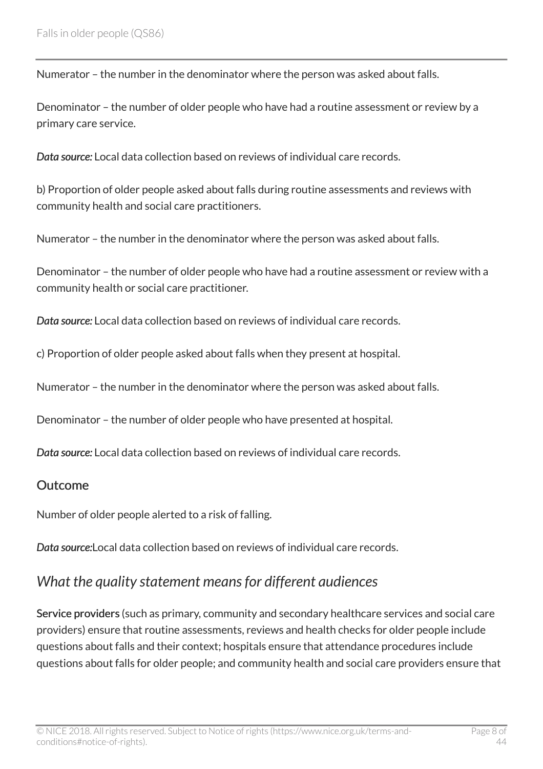Numerator – the number in the denominator where the person was asked about falls.

Denominator – the number of older people who have had a routine assessment or review by a primary care service.

***Data source:*** Local data collection based on reviews of individual care records.

b) Proportion of older people asked about falls during routine assessments and reviews with community health and social care practitioners.

Numerator – the number in the denominator where the person was asked about falls.

Denominator – the number of older people who have had a routine assessment or review with a community health or social care practitioner.

***Data source:*** Local data collection based on reviews of individual care records.

c) Proportion of older people asked about falls when they present at hospital.

Numerator – the number in the denominator where the person was asked about falls.

Denominator – the number of older people who have presented at hospital.

***Data source:*** Local data collection based on reviews of individual care records.

### Outcome

Number of older people alerted to a risk of falling.

***Data source:***Local data collection based on reviews of individual care records.

## *What the quality statement means for different audiences*

**Service providers** (such as primary, community and secondary healthcare services and social care providers) ensure that routine assessments, reviews and health checks for older people include questions about falls and their context; hospitals ensure that attendance procedures include questions about falls for older people; and community health and social care providers ensure that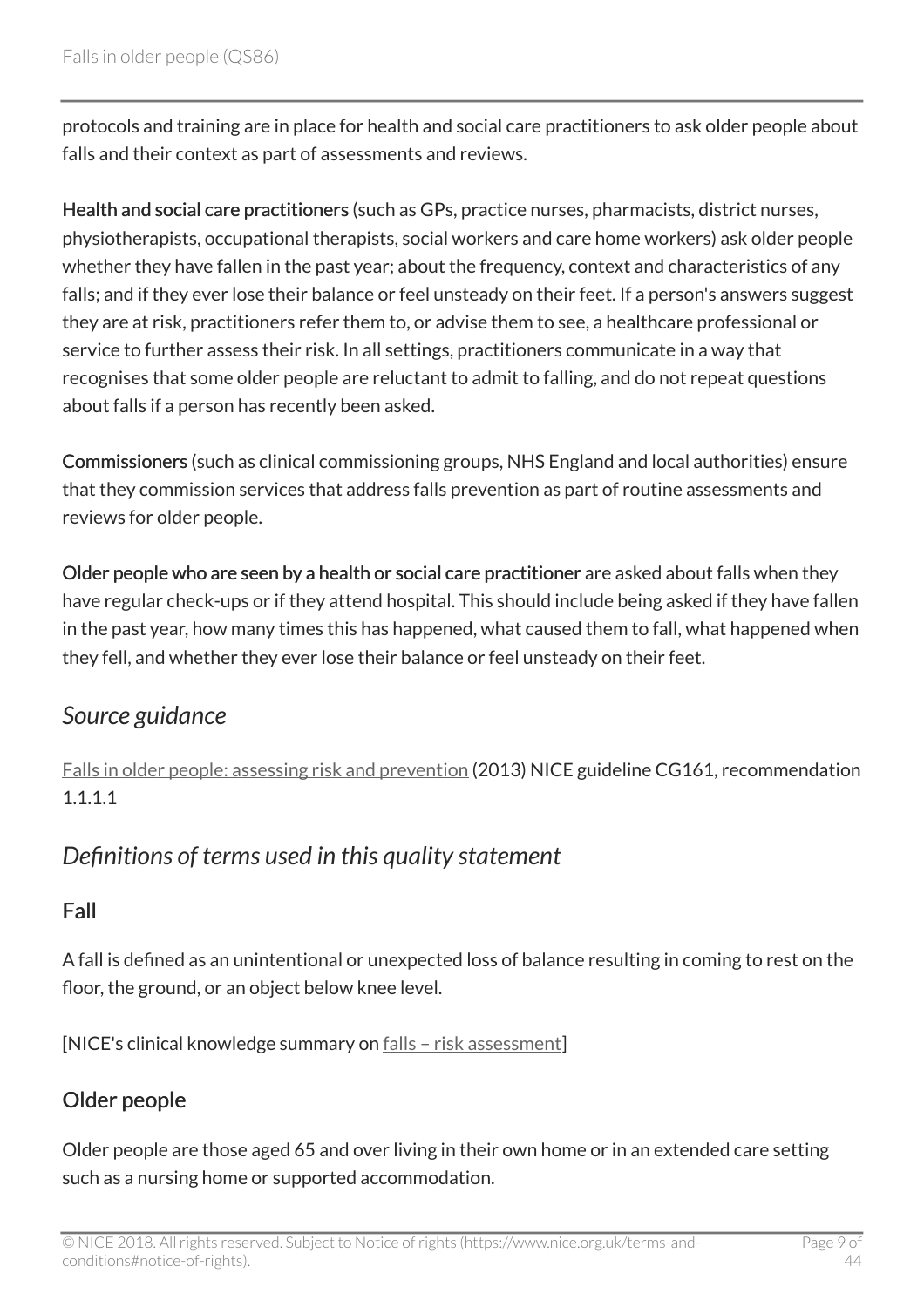protocols and training are in place for health and social care practitioners to ask older people about falls and their context as part of assessments and reviews.

**Health and social care practitioners** (such as GPs, practice nurses, pharmacists, district nurses, physiotherapists, occupational therapists, social workers and care home workers) ask older people whether they have fallen in the past year; about the frequency, context and characteristics of any falls; and if they ever lose their balance or feel unsteady on their feet. If a person's answers suggest they are at risk, practitioners refer them to, or advise them to see, a healthcare professional or service to further assess their risk. In all settings, practitioners communicate in a way that recognises that some older people are reluctant to admit to falling, and do not repeat questions about falls if a person has recently been asked.

**Commissioners** (such as clinical commissioning groups, NHS England and local authorities) ensure that they commission services that address falls prevention as part of routine assessments and reviews for older people.

**Older people who are seen by a health or social care practitioner** are asked about falls when they have regular check-ups or if they attend hospital. This should include being asked if they have fallen in the past year, how many times this has happened, what caused them to fall, what happened when they fell, and whether they ever lose their balance or feel unsteady on their feet.

## *Source guidance*

Falls in older people: assessing risk and prevention (2013) NICE guideline CG161, recommendation 1.1.1.1

## *Definitions of terms used in this quality statement*

### Fall

A fall is defined as an unintentional or unexpected loss of balance resulting in coming to rest on the floor, the ground, or an object below knee level.

[NICE's clinical knowledge summary on falls – risk assessment]

### Older people

Older people are those aged 65 and over living in their own home or in an extended care setting such as a nursing home or supported accommodation.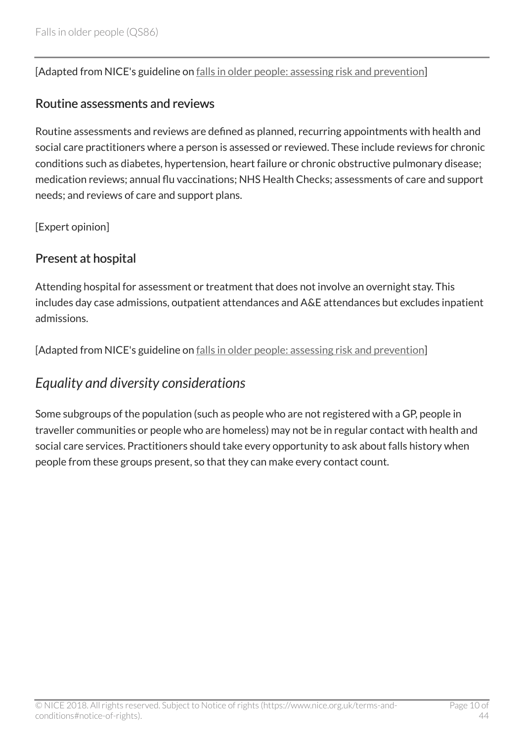[Adapted from NICE's guideline on falls in older people: assessing risk and prevention]

### Routine assessments and reviews

Routine assessments and reviews are defined as planned, recurring appointments with health and social care practitioners where a person is assessed or reviewed. These include reviews for chronic conditions such as diabetes, hypertension, heart failure or chronic obstructive pulmonary disease; medication reviews; annual flu vaccinations; NHS Health Checks; assessments of care and support needs; and reviews of care and support plans.

[Expert opinion]

### Present at hospital

Attending hospital for assessment or treatment that does not involve an overnight stay. This includes day case admissions, outpatient attendances and A&E attendances but excludes inpatient admissions.

[Adapted from NICE's guideline on falls in older people: assessing risk and prevention]

## *Equality and diversity considerations*

Some subgroups of the population (such as people who are not registered with a GP, people in traveller communities or people who are homeless) may not be in regular contact with health and social care services. Practitioners should take every opportunity to ask about falls history when people from these groups present, so that they can make every contact count.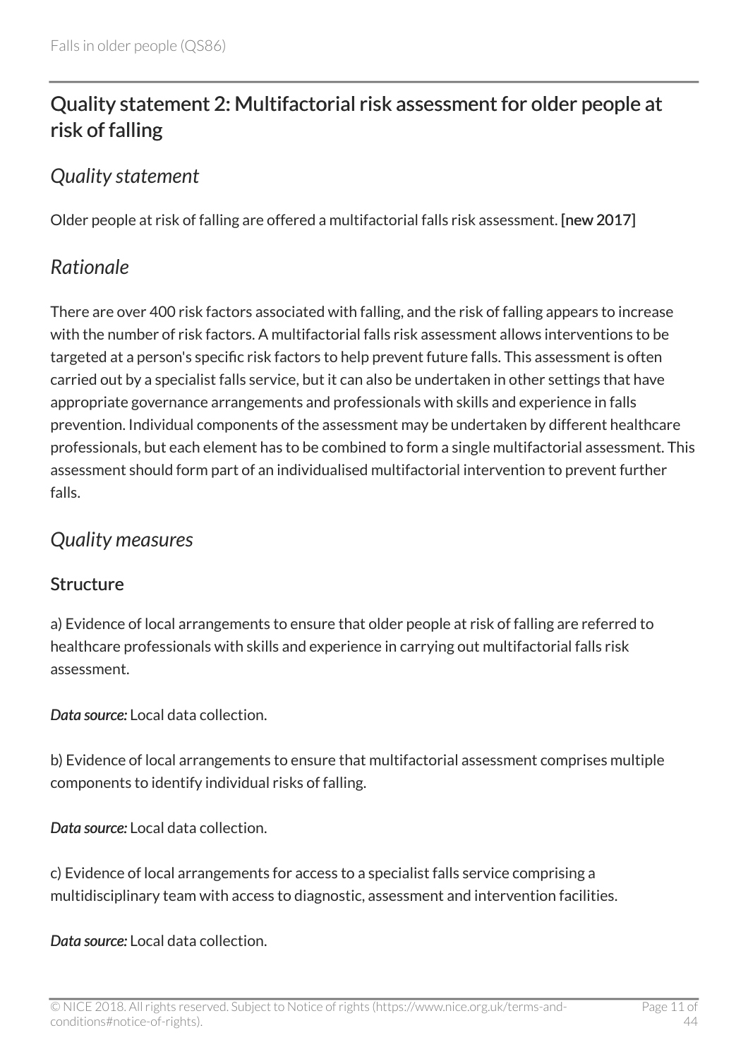## Quality statement 2: Multifactorial risk assessment for older people at risk of falling

### *Quality statement*

Older people at risk of falling are offered a multifactorial falls risk assessment. **[new 2017]**

### *Rationale*

There are over 400 risk factors associated with falling, and the risk of falling appears to increase with the number of risk factors. A multifactorial falls risk assessment allows interventions to be targeted at a person's specific risk factors to help prevent future falls. This assessment is often carried out by a specialist falls service, but it can also be undertaken in other settings that have appropriate governance arrangements and professionals with skills and experience in falls prevention. Individual components of the assessment may be undertaken by different healthcare professionals, but each element has to be combined to form a single multifactorial assessment. This assessment should form part of an individualised multifactorial intervention to prevent further falls.

### *Quality measures*

#### Structure

a) Evidence of local arrangements to ensure that older people at risk of falling are referred to healthcare professionals with skills and experience in carrying out multifactorial falls risk assessment.

***Data source:*** Local data collection.

b) Evidence of local arrangements to ensure that multifactorial assessment comprises multiple components to identify individual risks of falling.

***Data source:*** Local data collection.

c) Evidence of local arrangements for access to a specialist falls service comprising a multidisciplinary team with access to diagnostic, assessment and intervention facilities.

***Data source:*** Local data collection.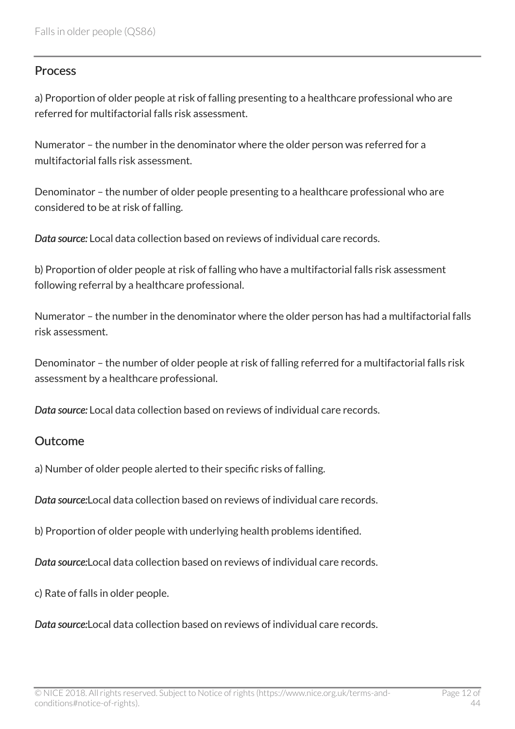### Process

a) Proportion of older people at risk of falling presenting to a healthcare professional who are referred for multifactorial falls risk assessment.

Numerator – the number in the denominator where the older person was referred for a multifactorial falls risk assessment.

Denominator – the number of older people presenting to a healthcare professional who are considered to be at risk of falling.

***Data source:*** Local data collection based on reviews of individual care records.

b) Proportion of older people at risk of falling who have a multifactorial falls risk assessment following referral by a healthcare professional.

Numerator – the number in the denominator where the older person has had a multifactorial falls risk assessment.

Denominator – the number of older people at risk of falling referred for a multifactorial falls risk assessment by a healthcare professional.

***Data source:*** Local data collection based on reviews of individual care records.

### Outcome

a) Number of older people alerted to their specific risks of falling.

***Data source:***Local data collection based on reviews of individual care records.

b) Proportion of older people with underlying health problems identified.

***Data source:***Local data collection based on reviews of individual care records.

c) Rate of falls in older people.

***Data source:***Local data collection based on reviews of individual care records.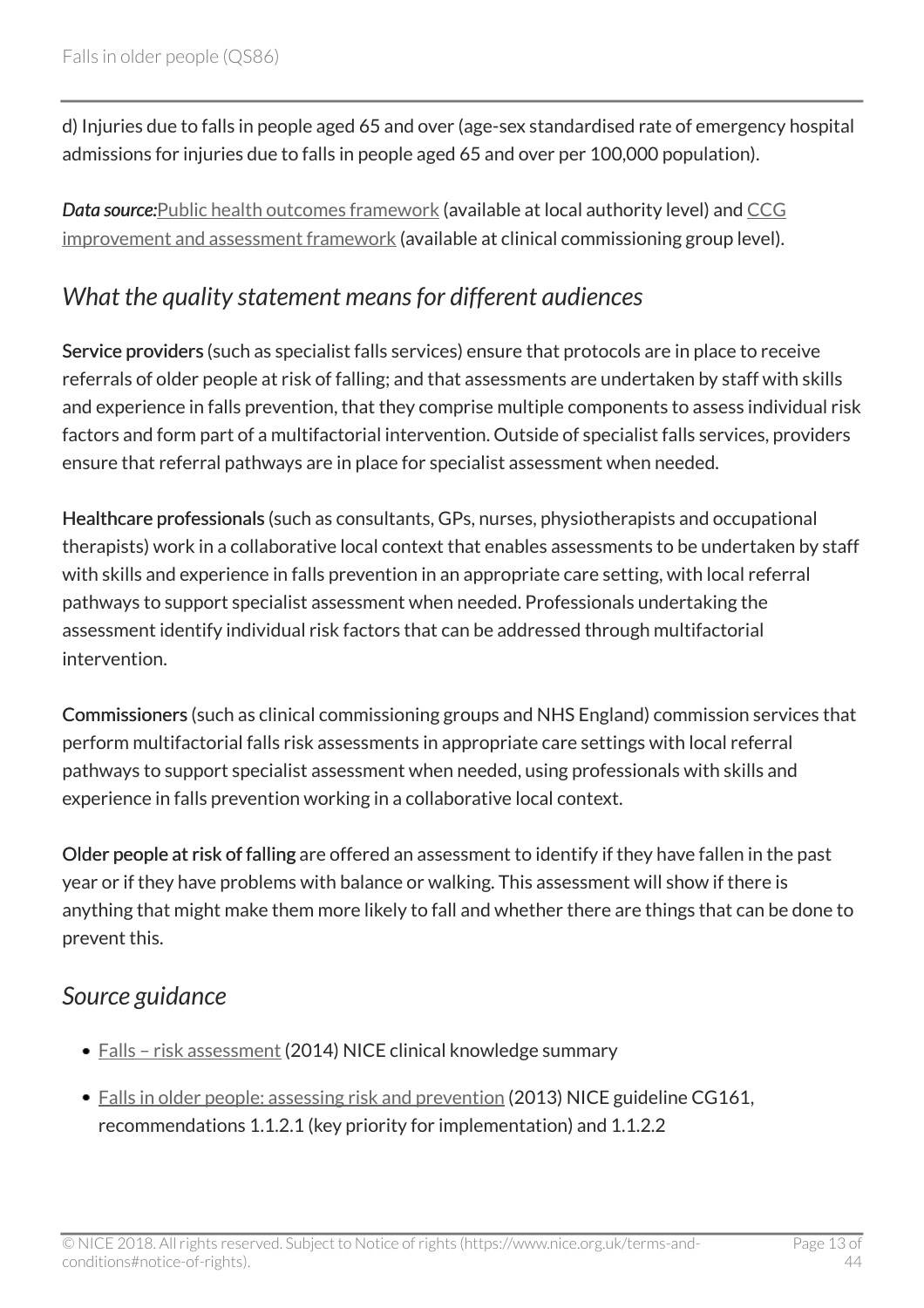d) Injuries due to falls in people aged 65 and over (age-sex standardised rate of emergency hospital admissions for injuries due to falls in people aged 65 and over per 100,000 population).

***Data source:*** Public health outcomes framework (available at local authority level) and CCG improvement and assessment framework (available at clinical commissioning group level).

## *What the quality statement means for different audiences*

**Service providers** (such as specialist falls services) ensure that protocols are in place to receive referrals of older people at risk of falling; and that assessments are undertaken by staff with skills and experience in falls prevention, that they comprise multiple components to assess individual risk factors and form part of a multifactorial intervention. Outside of specialist falls services, providers ensure that referral pathways are in place for specialist assessment when needed.

**Healthcare professionals** (such as consultants, GPs, nurses, physiotherapists and occupational therapists) work in a collaborative local context that enables assessments to be undertaken by staff with skills and experience in falls prevention in an appropriate care setting, with local referral pathways to support specialist assessment when needed. Professionals undertaking the assessment identify individual risk factors that can be addressed through multifactorial intervention.

**Commissioners** (such as clinical commissioning groups and NHS England) commission services that perform multifactorial falls risk assessments in appropriate care settings with local referral pathways to support specialist assessment when needed, using professionals with skills and experience in falls prevention working in a collaborative local context.

**Older people at risk of falling** are offered an assessment to identify if they have fallen in the past year or if they have problems with balance or walking. This assessment will show if there is anything that might make them more likely to fall and whether there are things that can be done to prevent this.

## *Source guidance*

- Falls – risk assessment (2014) NICE clinical knowledge summary
- Falls in older people: assessing risk and prevention (2013) NICE guideline CG161, recommendations 1.1.2.1 (key priority for implementation) and 1.1.2.2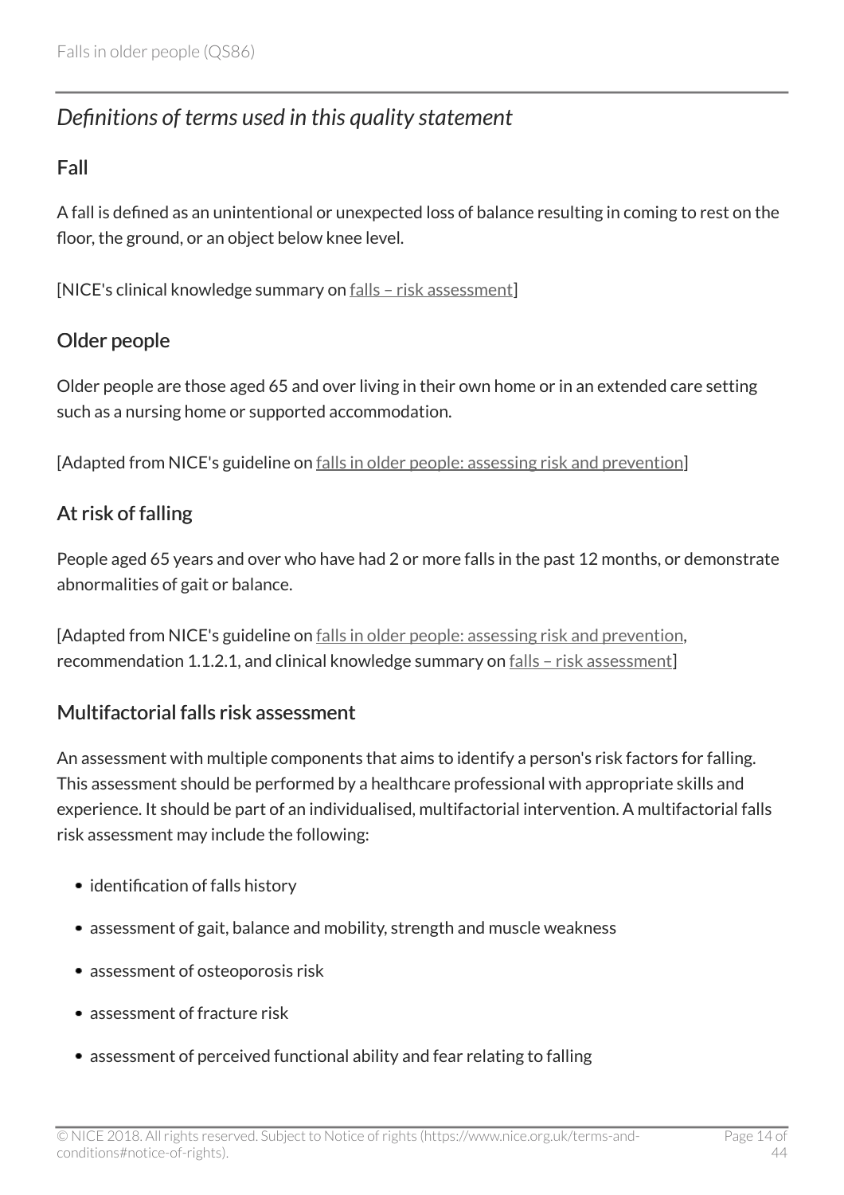## *Definitions of terms used in this quality statement*

### Fall

A fall is defined as an unintentional or unexpected loss of balance resulting in coming to rest on the floor, the ground, or an object below knee level.

[NICE's clinical knowledge summary on falls – risk assessment]

### Older people

Older people are those aged 65 and over living in their own home or in an extended care setting such as a nursing home or supported accommodation.

[Adapted from NICE's guideline on falls in older people: assessing risk and prevention]

### At risk of falling

People aged 65 years and over who have had 2 or more falls in the past 12 months, or demonstrate abnormalities of gait or balance.

[Adapted from NICE's guideline on falls in older people: assessing risk and prevention, recommendation 1.1.2.1, and clinical knowledge summary on falls – risk assessment]

### Multifactorial falls risk assessment

An assessment with multiple components that aims to identify a person's risk factors for falling. This assessment should be performed by a healthcare professional with appropriate skills and experience. It should be part of an individualised, multifactorial intervention. A multifactorial falls risk assessment may include the following:

- identification of falls history
- assessment of gait, balance and mobility, strength and muscle weakness
- assessment of osteoporosis risk
- assessment of fracture risk
- assessment of perceived functional ability and fear relating to falling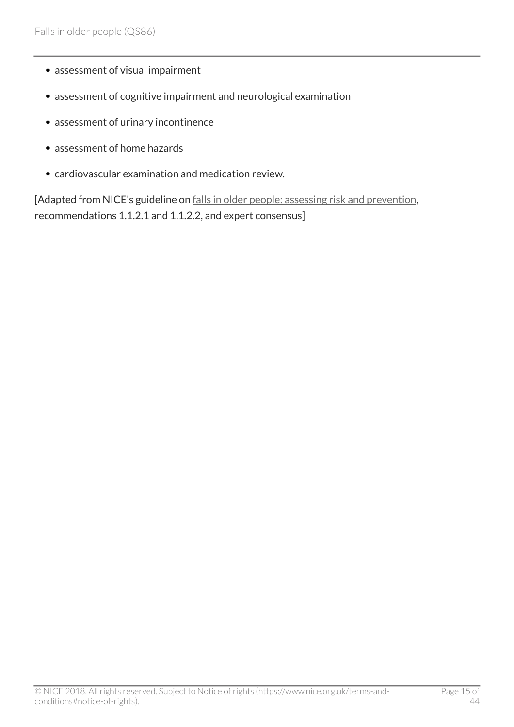- assessment of visual impairment
- assessment of cognitive impairment and neurological examination
- assessment of urinary incontinence
- assessment of home hazards
- cardiovascular examination and medication review.

[Adapted from NICE's guideline on falls in older people: assessing risk and prevention, recommendations 1.1.2.1 and 1.1.2.2, and expert consensus]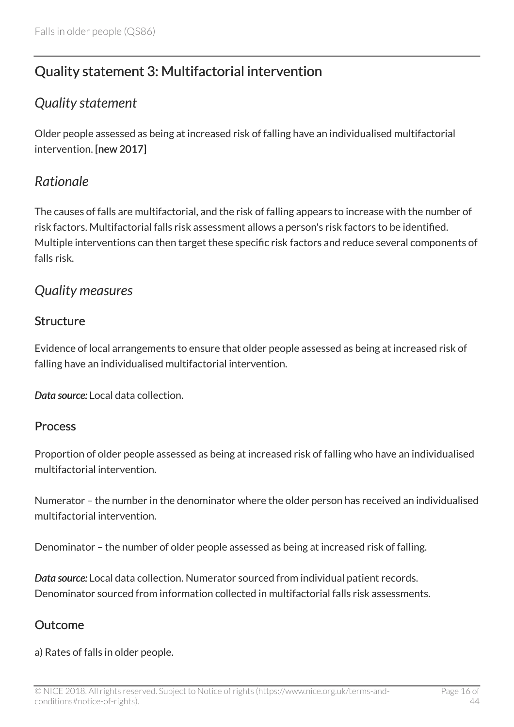## Quality statement 3: Multifactorial intervention

### *Quality statement*

Older people assessed as being at increased risk of falling have an individualised multifactorial intervention. **[new 2017]**

### *Rationale*

The causes of falls are multifactorial, and the risk of falling appears to increase with the number of risk factors. Multifactorial falls risk assessment allows a person's risk factors to be identified. Multiple interventions can then target these specific risk factors and reduce several components of falls risk.

### *Quality measures*

#### Structure

Evidence of local arrangements to ensure that older people assessed as being at increased risk of falling have an individualised multifactorial intervention.

***Data source:*** Local data collection.

#### Process

Proportion of older people assessed as being at increased risk of falling who have an individualised multifactorial intervention.

Numerator – the number in the denominator where the older person has received an individualised multifactorial intervention.

Denominator – the number of older people assessed as being at increased risk of falling.

***Data source:*** Local data collection. Numerator sourced from individual patient records. Denominator sourced from information collected in multifactorial falls risk assessments.

#### Outcome

a) Rates of falls in older people.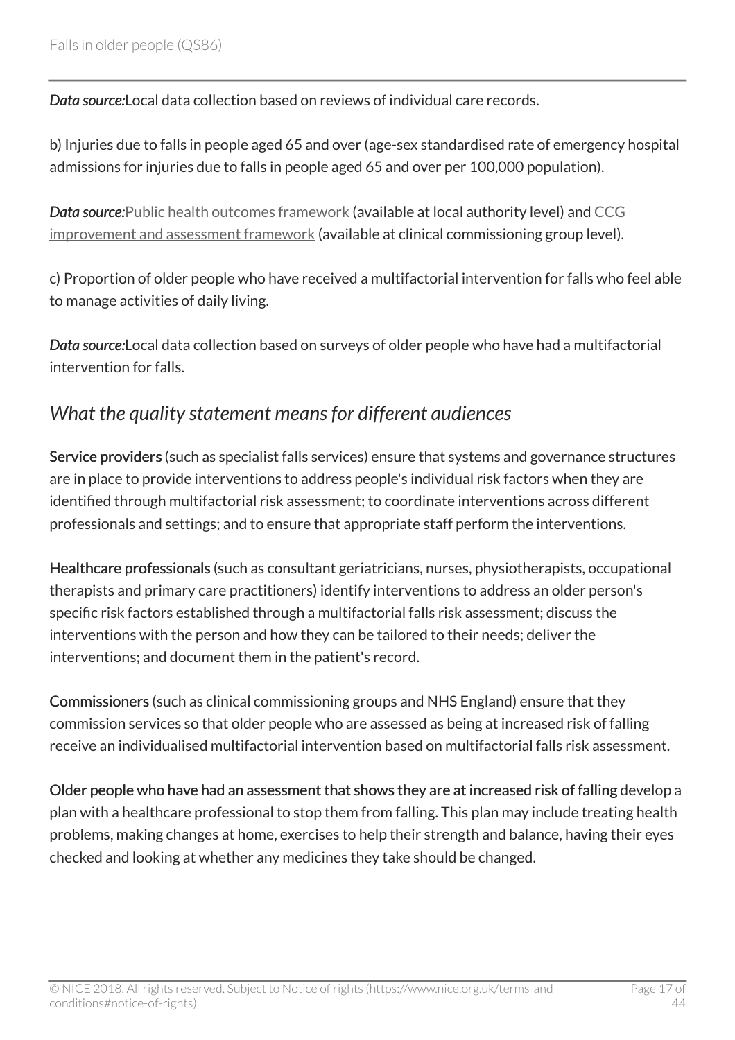*Data source:*Local data collection based on reviews of individual care records.

b) Injuries due to falls in people aged 65 and over (age-sex standardised rate of emergency hospital admissions for injuries due to falls in people aged 65 and over per 100,000 population).

*Data source:*Public health outcomes framework (available at local authority level) and CCG improvement and assessment framework (available at clinical commissioning group level).

c) Proportion of older people who have received a multifactorial intervention for falls who feel able to manage activities of daily living.

*Data source:*Local data collection based on surveys of older people who have had a multifactorial intervention for falls.

## *What the quality statement means for different audiences*

Service providers (such as specialist falls services) ensure that systems and governance structures are in place to provide interventions to address people's individual risk factors when they are identified through multifactorial risk assessment; to coordinate interventions across different professionals and settings; and to ensure that appropriate staff perform the interventions.

Healthcare professionals (such as consultant geriatricians, nurses, physiotherapists, occupational therapists and primary care practitioners) identify interventions to address an older person's specific risk factors established through a multifactorial falls risk assessment; discuss the interventions with the person and how they can be tailored to their needs; deliver the interventions; and document them in the patient's record.

Commissioners (such as clinical commissioning groups and NHS England) ensure that they commission services so that older people who are assessed as being at increased risk of falling receive an individualised multifactorial intervention based on multifactorial falls risk assessment.

Older people who have had an assessment that shows they are at increased risk of falling develop a plan with a healthcare professional to stop them from falling. This plan may include treating health problems, making changes at home, exercises to help their strength and balance, having their eyes checked and looking at whether any medicines they take should be changed.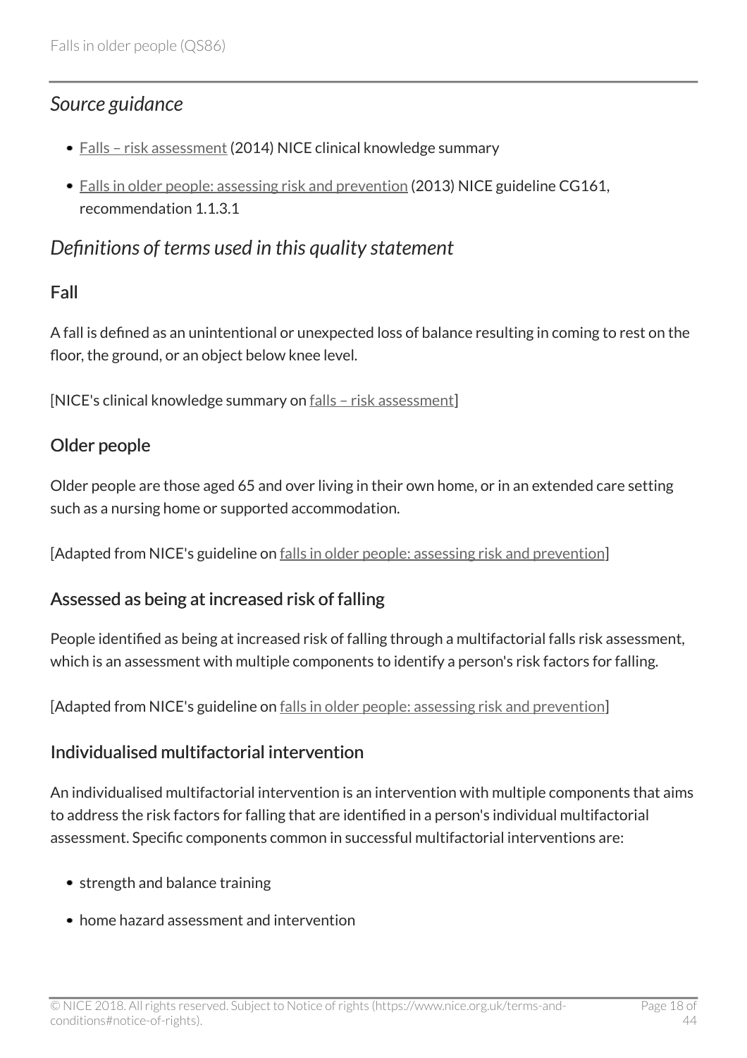## *Source guidance*

- Falls – risk assessment (2014) NICE clinical knowledge summary
- Falls in older people: assessing risk and prevention (2013) NICE guideline CG161, recommendation 1.1.3.1

## *Definitions of terms used in this quality statement*

### Fall

A fall is defined as an unintentional or unexpected loss of balance resulting in coming to rest on the floor, the ground, or an object below knee level.

[NICE's clinical knowledge summary on falls – risk assessment]

### Older people

Older people are those aged 65 and over living in their own home, or in an extended care setting such as a nursing home or supported accommodation.

[Adapted from NICE's guideline on falls in older people: assessing risk and prevention]

### Assessed as being at increased risk of falling

People identified as being at increased risk of falling through a multifactorial falls risk assessment, which is an assessment with multiple components to identify a person's risk factors for falling.

[Adapted from NICE's guideline on falls in older people: assessing risk and prevention]

### Individualised multifactorial intervention

An individualised multifactorial intervention is an intervention with multiple components that aims to address the risk factors for falling that are identified in a person's individual multifactorial assessment. Specific components common in successful multifactorial interventions are:

- strength and balance training
- home hazard assessment and intervention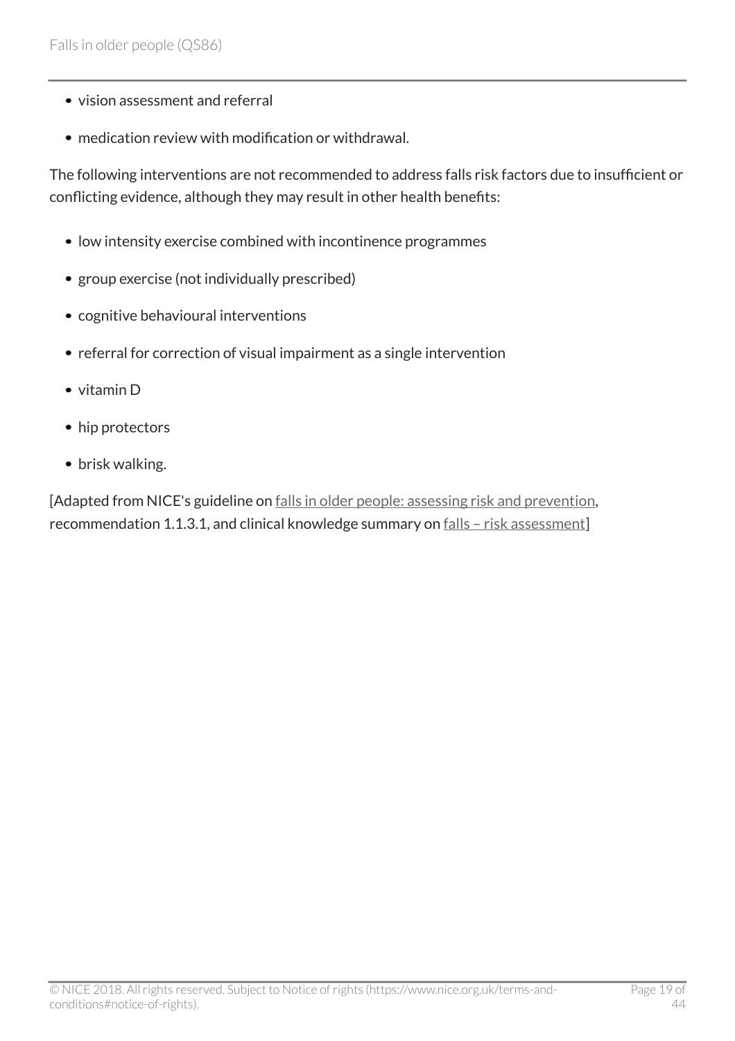- vision assessment and referral
- medication review with modification or withdrawal.

The following interventions are not recommended to address falls risk factors due to insufficient or conflicting evidence, although they may result in other health benefits:

- low intensity exercise combined with incontinence programmes
- group exercise (not individually prescribed)
- cognitive behavioural interventions
- referral for correction of visual impairment as a single intervention
- vitamin D
- hip protectors
- brisk walking.

[Adapted from NICE's guideline on falls in older people: assessing risk and prevention, recommendation 1.1.3.1, and clinical knowledge summary on falls – risk assessment]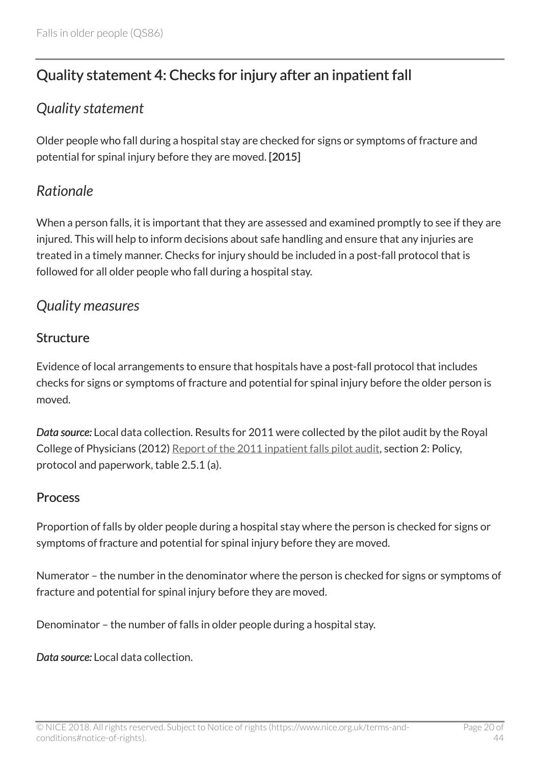## Quality statement 4: Checks for injury after an inpatient fall

### *Quality statement*

Older people who fall during a hospital stay are checked for signs or symptoms of fracture and potential for spinal injury before they are moved. **[2015]**

### *Rationale*

When a person falls, it is important that they are assessed and examined promptly to see if they are injured. This will help to inform decisions about safe handling and ensure that any injuries are treated in a timely manner. Checks for injury should be included in a post-fall protocol that is followed for all older people who fall during a hospital stay.

### *Quality measures*

#### Structure

Evidence of local arrangements to ensure that hospitals have a post-fall protocol that includes checks for signs or symptoms of fracture and potential for spinal injury before the older person is moved.

***Data source:*** Local data collection. Results for 2011 were collected by the pilot audit by the Royal College of Physicians (2012) Report of the 2011 inpatient falls pilot audit, section 2: Policy, protocol and paperwork, table 2.5.1 (a).

#### Process

Proportion of falls by older people during a hospital stay where the person is checked for signs or symptoms of fracture and potential for spinal injury before they are moved.

Numerator – the number in the denominator where the person is checked for signs or symptoms of fracture and potential for spinal injury before they are moved.

Denominator – the number of falls in older people during a hospital stay.

***Data source:*** Local data collection.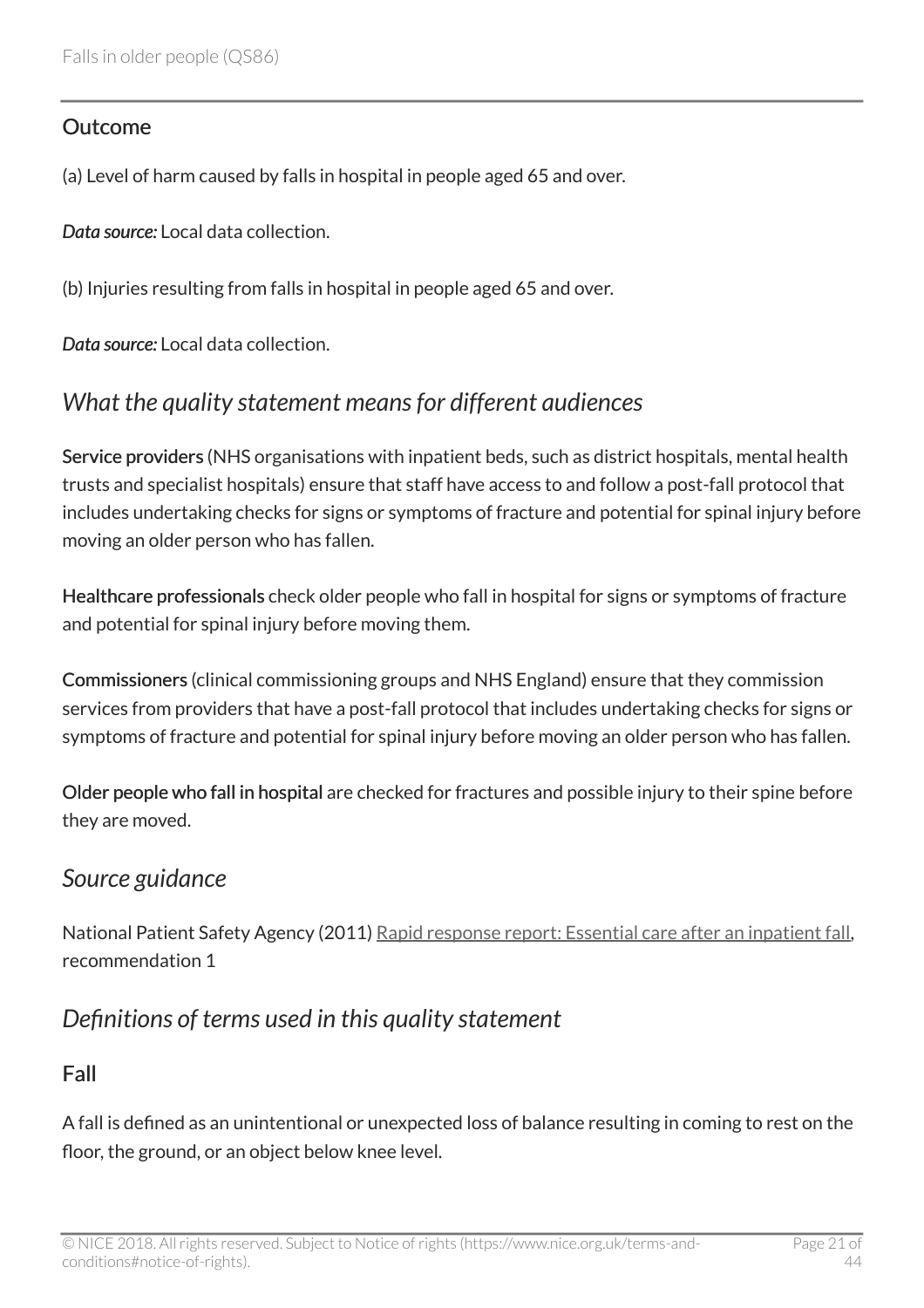### Outcome

(a) Level of harm caused by falls in hospital in people aged 65 and over.

***Data source:*** Local data collection.

(b) Injuries resulting from falls in hospital in people aged 65 and over.

***Data source:*** Local data collection.

## *What the quality statement means for different audiences*

**Service providers** (NHS organisations with inpatient beds, such as district hospitals, mental health trusts and specialist hospitals) ensure that staff have access to and follow a post-fall protocol that includes undertaking checks for signs or symptoms of fracture and potential for spinal injury before moving an older person who has fallen.

**Healthcare professionals** check older people who fall in hospital for signs or symptoms of fracture and potential for spinal injury before moving them.

**Commissioners** (clinical commissioning groups and NHS England) ensure that they commission services from providers that have a post-fall protocol that includes undertaking checks for signs or symptoms of fracture and potential for spinal injury before moving an older person who has fallen.

**Older people who fall in hospital** are checked for fractures and possible injury to their spine before they are moved.

## *Source guidance*

National Patient Safety Agency (2011) Rapid response report: Essential care after an inpatient fall, recommendation 1

## *Definitions of terms used in this quality statement*

### Fall

A fall is defined as an unintentional or unexpected loss of balance resulting in coming to rest on the floor, the ground, or an object below knee level.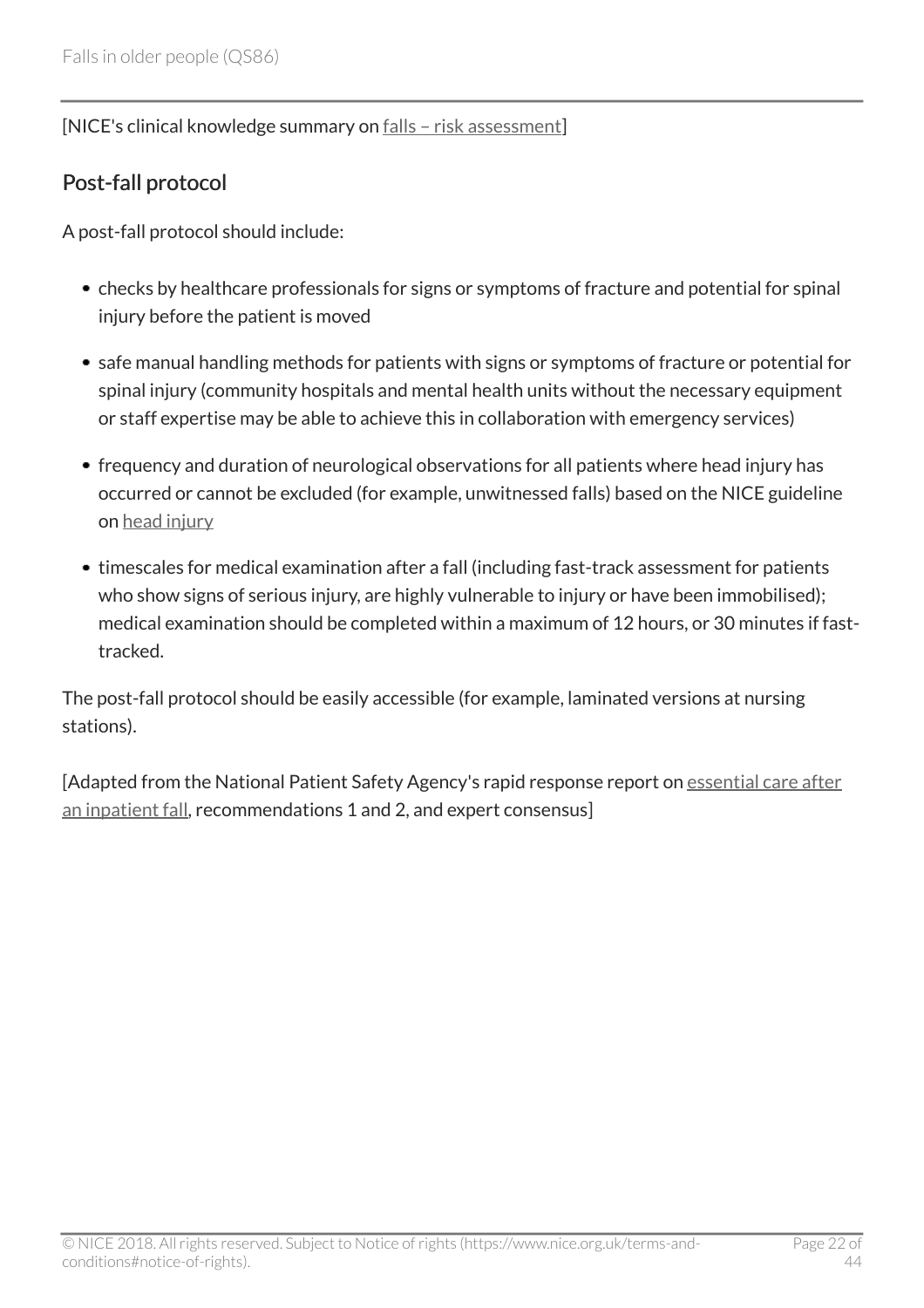[NICE's clinical knowledge summary on falls – risk assessment]

## Post-fall protocol

A post-fall protocol should include:

- checks by healthcare professionals for signs or symptoms of fracture and potential for spinal injury before the patient is moved
- safe manual handling methods for patients with signs or symptoms of fracture or potential for spinal injury (community hospitals and mental health units without the necessary equipment or staff expertise may be able to achieve this in collaboration with emergency services)
- frequency and duration of neurological observations for all patients where head injury has occurred or cannot be excluded (for example, unwitnessed falls) based on the NICE guideline on head injury
- timescales for medical examination after a fall (including fast-track assessment for patients who show signs of serious injury, are highly vulnerable to injury or have been immobilised); medical examination should be completed within a maximum of 12 hours, or 30 minutes if fast-tracked.

The post-fall protocol should be easily accessible (for example, laminated versions at nursing stations).

[Adapted from the National Patient Safety Agency's rapid response report on essential care after an inpatient fall, recommendations 1 and 2, and expert consensus]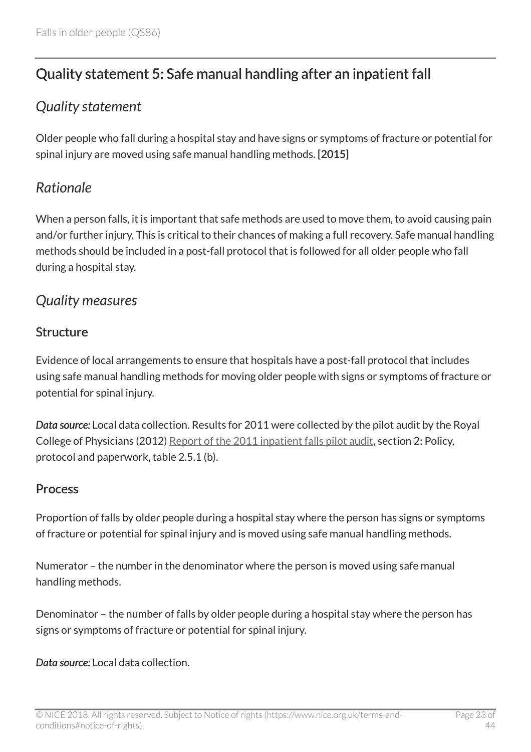## Quality statement 5: Safe manual handling after an inpatient fall

### Quality statement

Older people who fall during a hospital stay and have signs or symptoms of fracture or potential for spinal injury are moved using safe manual handling methods. [2015]

### Rationale

When a person falls, it is important that safe methods are used to move them, to avoid causing pain and/or further injury. This is critical to their chances of making a full recovery. Safe manual handling methods should be included in a post-fall protocol that is followed for all older people who fall during a hospital stay.

### Quality measures

#### Structure

Evidence of local arrangements to ensure that hospitals have a post-fall protocol that includes using safe manual handling methods for moving older people with signs or symptoms of fracture or potential for spinal injury.

***Data source:*** Local data collection. Results for 2011 were collected by the pilot audit by the Royal College of Physicians (2012) Report of the 2011 inpatient falls pilot audit, section 2: Policy, protocol and paperwork, table 2.5.1 (b).

#### Process

Proportion of falls by older people during a hospital stay where the person has signs or symptoms of fracture or potential for spinal injury and is moved using safe manual handling methods.

Numerator – the number in the denominator where the person is moved using safe manual handling methods.

Denominator – the number of falls by older people during a hospital stay where the person has signs or symptoms of fracture or potential for spinal injury.

***Data source:*** Local data collection.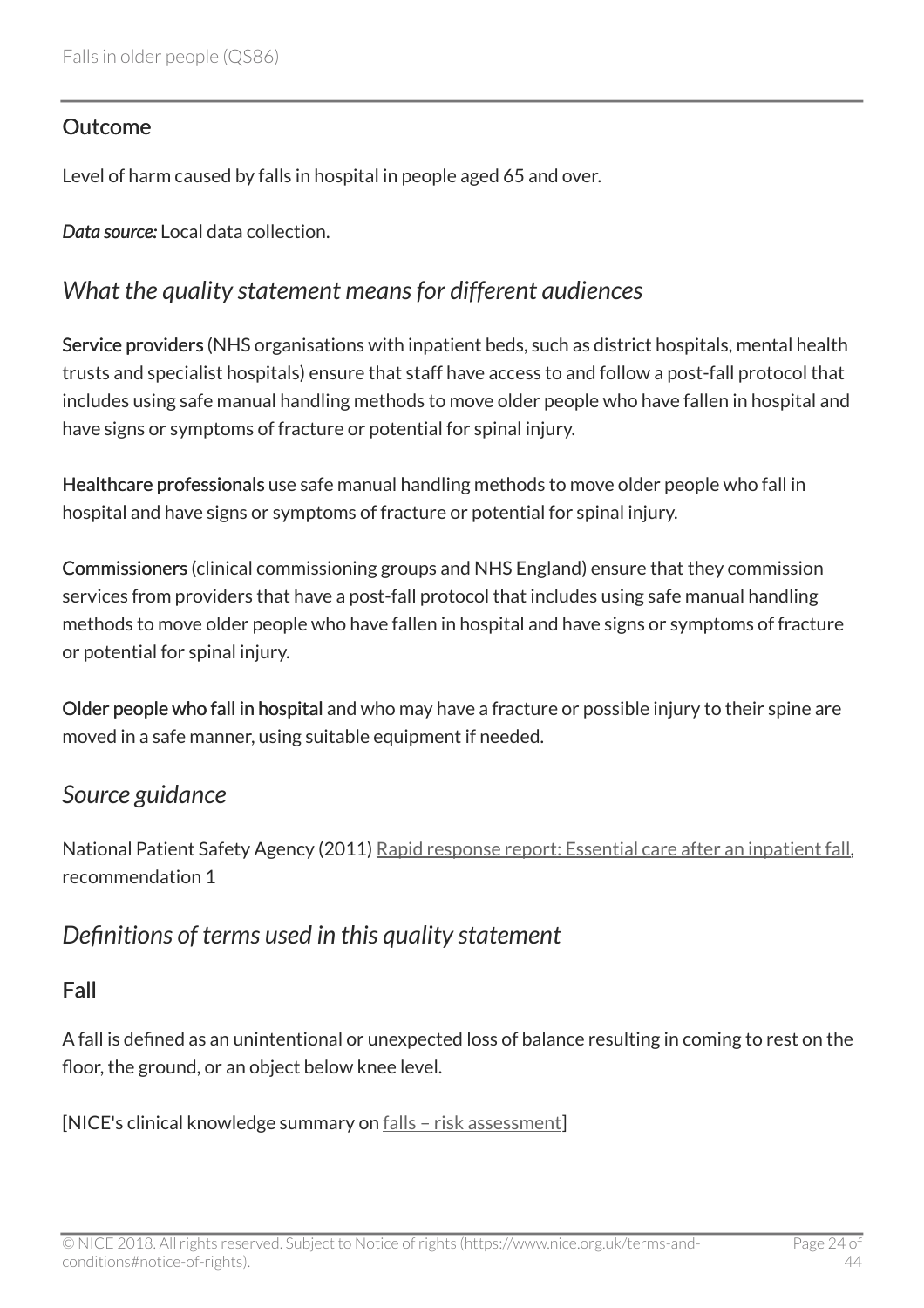### Outcome

Level of harm caused by falls in hospital in people aged 65 and over.

***Data source:*** Local data collection.

## *What the quality statement means for different audiences*

**Service providers** (NHS organisations with inpatient beds, such as district hospitals, mental health trusts and specialist hospitals) ensure that staff have access to and follow a post-fall protocol that includes using safe manual handling methods to move older people who have fallen in hospital and have signs or symptoms of fracture or potential for spinal injury.

**Healthcare professionals** use safe manual handling methods to move older people who fall in hospital and have signs or symptoms of fracture or potential for spinal injury.

**Commissioners** (clinical commissioning groups and NHS England) ensure that they commission services from providers that have a post-fall protocol that includes using safe manual handling methods to move older people who have fallen in hospital and have signs or symptoms of fracture or potential for spinal injury.

**Older people who fall in hospital** and who may have a fracture or possible injury to their spine are moved in a safe manner, using suitable equipment if needed.

## *Source guidance*

National Patient Safety Agency (2011) Rapid response report: Essential care after an inpatient fall, recommendation 1

## *Definitions of terms used in this quality statement*

### Fall

A fall is defined as an unintentional or unexpected loss of balance resulting in coming to rest on the floor, the ground, or an object below knee level.

[NICE's clinical knowledge summary on falls – risk assessment]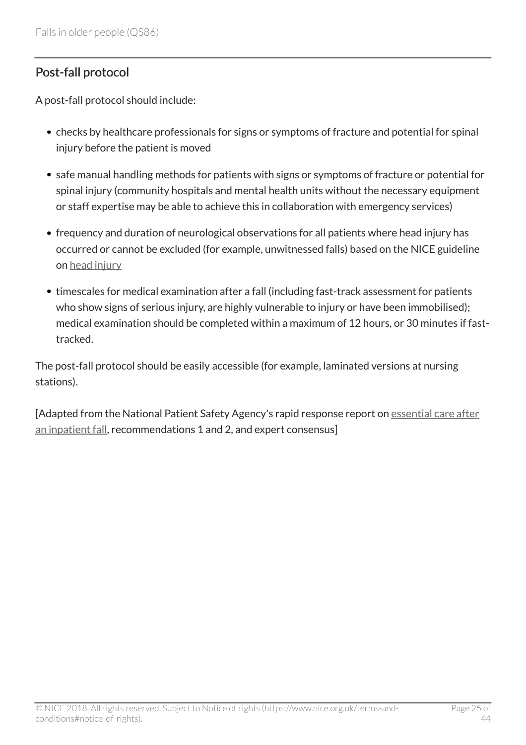## Post-fall protocol

A post-fall protocol should include:

- checks by healthcare professionals for signs or symptoms of fracture and potential for spinal injury before the patient is moved
- safe manual handling methods for patients with signs or symptoms of fracture or potential for spinal injury (community hospitals and mental health units without the necessary equipment or staff expertise may be able to achieve this in collaboration with emergency services)
- frequency and duration of neurological observations for all patients where head injury has occurred or cannot be excluded (for example, unwitnessed falls) based on the NICE guideline on head injury
- timescales for medical examination after a fall (including fast-track assessment for patients who show signs of serious injury, are highly vulnerable to injury or have been immobilised); medical examination should be completed within a maximum of 12 hours, or 30 minutes if fast-tracked.

The post-fall protocol should be easily accessible (for example, laminated versions at nursing stations).

[Adapted from the National Patient Safety Agency's rapid response report on essential care after an inpatient fall, recommendations 1 and 2, and expert consensus]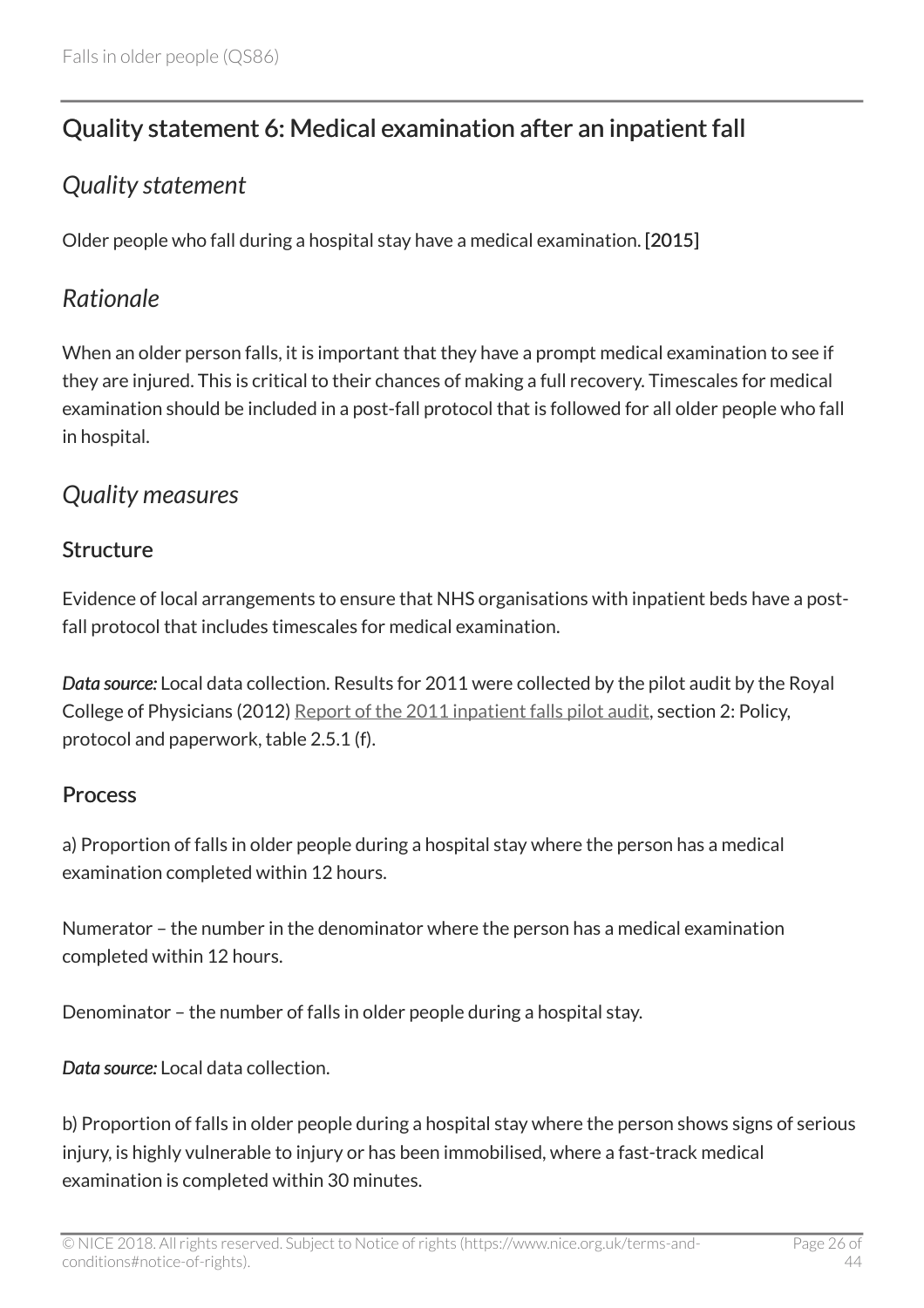## Quality statement 6: Medical examination after an inpatient fall

### *Quality statement*

Older people who fall during a hospital stay have a medical examination. [2015]

### *Rationale*

When an older person falls, it is important that they have a prompt medical examination to see if they are injured. This is critical to their chances of making a full recovery. Timescales for medical examination should be included in a post-fall protocol that is followed for all older people who fall in hospital.

### *Quality measures*

#### Structure

Evidence of local arrangements to ensure that NHS organisations with inpatient beds have a post-fall protocol that includes timescales for medical examination.

***Data source:*** Local data collection. Results for 2011 were collected by the pilot audit by the Royal College of Physicians (2012) Report of the 2011 inpatient falls pilot audit, section 2: Policy, protocol and paperwork, table 2.5.1 (f).

#### Process

a) Proportion of falls in older people during a hospital stay where the person has a medical examination completed within 12 hours.

Numerator – the number in the denominator where the person has a medical examination completed within 12 hours.

Denominator – the number of falls in older people during a hospital stay.

***Data source:*** Local data collection.

b) Proportion of falls in older people during a hospital stay where the person shows signs of serious injury, is highly vulnerable to injury or has been immobilised, where a fast-track medical examination is completed within 30 minutes.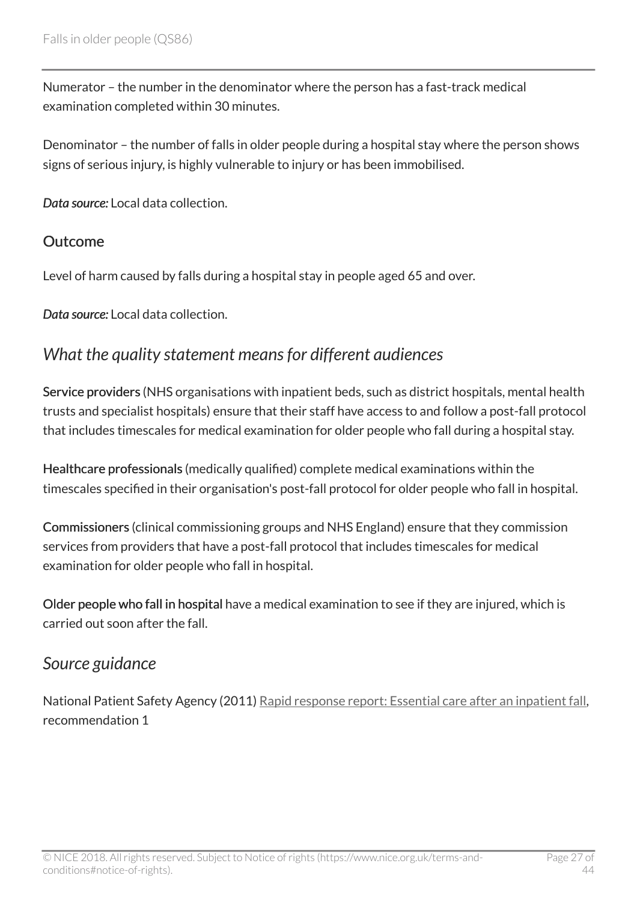Numerator – the number in the denominator where the person has a fast-track medical examination completed within 30 minutes.

Denominator – the number of falls in older people during a hospital stay where the person shows signs of serious injury, is highly vulnerable to injury or has been immobilised.

***Data source:*** Local data collection.

### Outcome

Level of harm caused by falls during a hospital stay in people aged 65 and over.

***Data source:*** Local data collection.

## *What the quality statement means for different audiences*

**Service providers** (NHS organisations with inpatient beds, such as district hospitals, mental health trusts and specialist hospitals) ensure that their staff have access to and follow a post-fall protocol that includes timescales for medical examination for older people who fall during a hospital stay.

**Healthcare professionals** (medically qualified) complete medical examinations within the timescales specified in their organisation's post-fall protocol for older people who fall in hospital.

**Commissioners** (clinical commissioning groups and NHS England) ensure that they commission services from providers that have a post-fall protocol that includes timescales for medical examination for older people who fall in hospital.

**Older people who fall in hospital** have a medical examination to see if they are injured, which is carried out soon after the fall.

## *Source guidance*

National Patient Safety Agency (2011) Rapid response report: Essential care after an inpatient fall, recommendation 1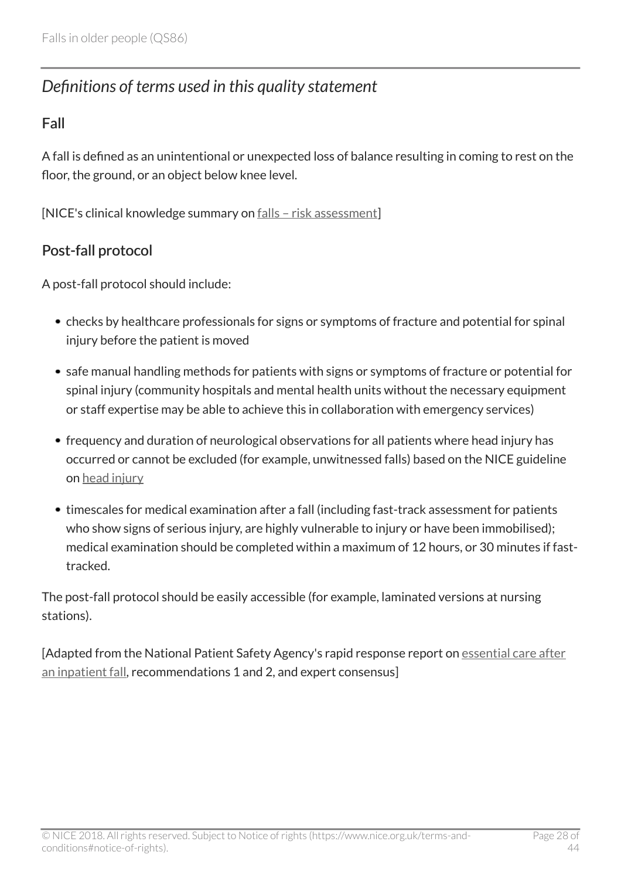## *Definitions of terms used in this quality statement*

### Fall

A fall is defined as an unintentional or unexpected loss of balance resulting in coming to rest on the floor, the ground, or an object below knee level.

[NICE's clinical knowledge summary on falls – risk assessment]

### Post-fall protocol

A post-fall protocol should include:

- checks by healthcare professionals for signs or symptoms of fracture and potential for spinal injury before the patient is moved
- safe manual handling methods for patients with signs or symptoms of fracture or potential for spinal injury (community hospitals and mental health units without the necessary equipment or staff expertise may be able to achieve this in collaboration with emergency services)
- frequency and duration of neurological observations for all patients where head injury has occurred or cannot be excluded (for example, unwitnessed falls) based on the NICE guideline on head injury
- timescales for medical examination after a fall (including fast-track assessment for patients who show signs of serious injury, are highly vulnerable to injury or have been immobilised); medical examination should be completed within a maximum of 12 hours, or 30 minutes if fast-tracked.

The post-fall protocol should be easily accessible (for example, laminated versions at nursing stations).

[Adapted from the National Patient Safety Agency's rapid response report on essential care after an inpatient fall, recommendations 1 and 2, and expert consensus]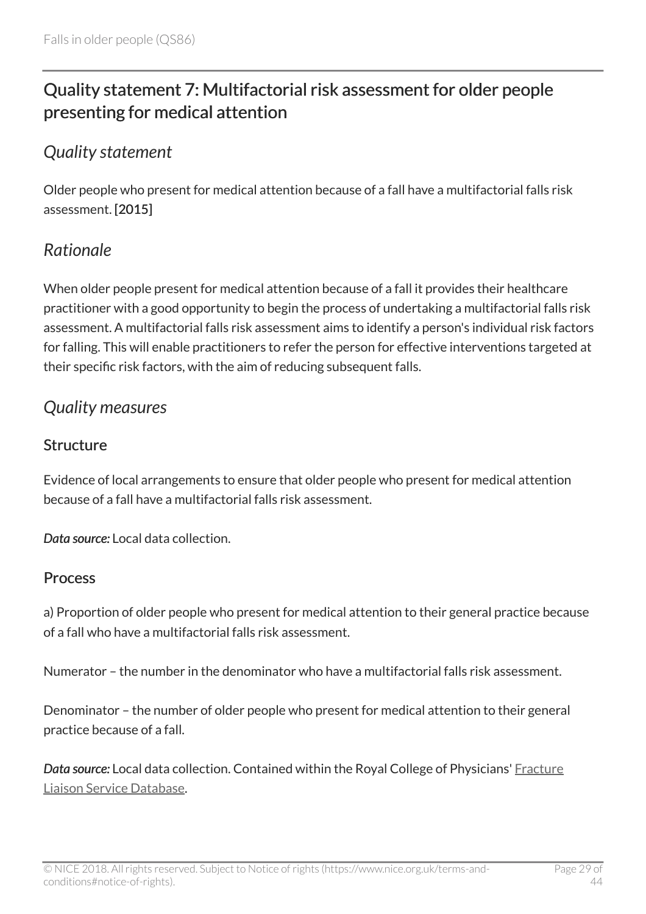## Quality statement 7: Multifactorial risk assessment for older people presenting for medical attention

### *Quality statement*

Older people who present for medical attention because of a fall have a multifactorial falls risk assessment. [2015]

### *Rationale*

When older people present for medical attention because of a fall it provides their healthcare practitioner with a good opportunity to begin the process of undertaking a multifactorial falls risk assessment. A multifactorial falls risk assessment aims to identify a person's individual risk factors for falling. This will enable practitioners to refer the person for effective interventions targeted at their specific risk factors, with the aim of reducing subsequent falls.

### *Quality measures*

#### Structure

Evidence of local arrangements to ensure that older people who present for medical attention because of a fall have a multifactorial falls risk assessment.

***Data source:*** Local data collection.

#### Process

a) Proportion of older people who present for medical attention to their general practice because of a fall who have a multifactorial falls risk assessment.

Numerator – the number in the denominator who have a multifactorial falls risk assessment.

Denominator – the number of older people who present for medical attention to their general practice because of a fall.

***Data source:*** Local data collection. Contained within the Royal College of Physicians' Fracture Liaison Service Database.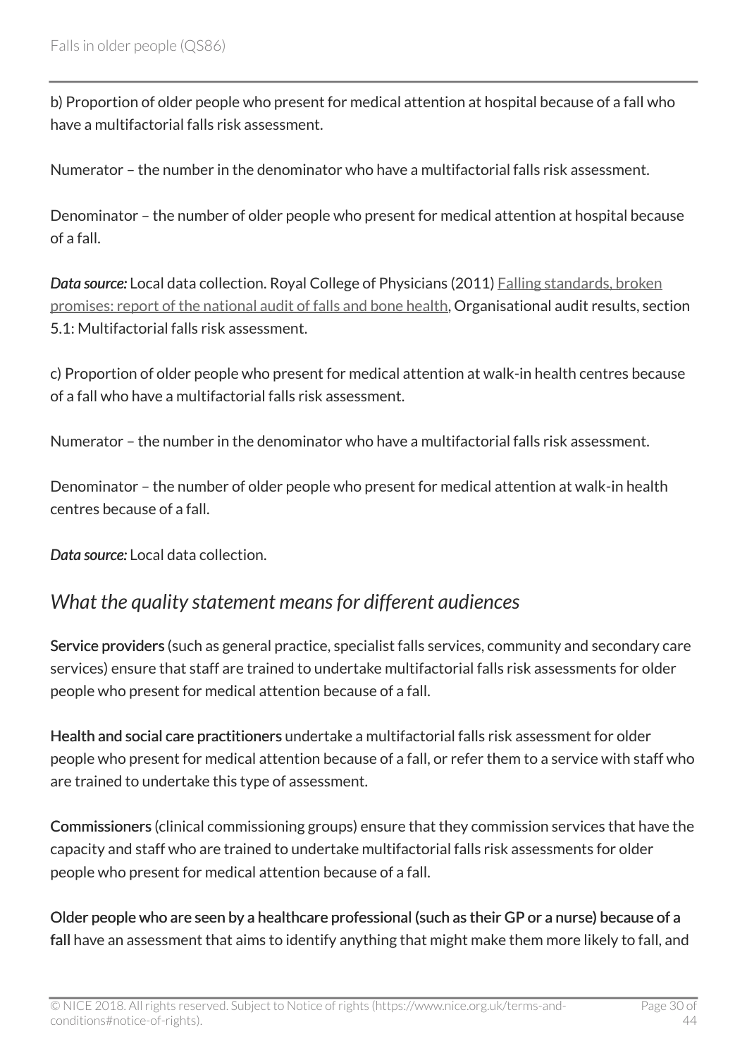b) Proportion of older people who present for medical attention at hospital because of a fall who have a multifactorial falls risk assessment.

Numerator – the number in the denominator who have a multifactorial falls risk assessment.

Denominator – the number of older people who present for medical attention at hospital because of a fall.

***Data source:*** Local data collection. Royal College of Physicians (2011) Falling standards, broken promises: report of the national audit of falls and bone health, Organisational audit results, section 5.1: Multifactorial falls risk assessment.

c) Proportion of older people who present for medical attention at walk-in health centres because of a fall who have a multifactorial falls risk assessment.

Numerator – the number in the denominator who have a multifactorial falls risk assessment.

Denominator – the number of older people who present for medical attention at walk-in health centres because of a fall.

***Data source:*** Local data collection.

## *What the quality statement means for different audiences*

**Service providers** (such as general practice, specialist falls services, community and secondary care services) ensure that staff are trained to undertake multifactorial falls risk assessments for older people who present for medical attention because of a fall.

**Health and social care practitioners** undertake a multifactorial falls risk assessment for older people who present for medical attention because of a fall, or refer them to a service with staff who are trained to undertake this type of assessment.

**Commissioners** (clinical commissioning groups) ensure that they commission services that have the capacity and staff who are trained to undertake multifactorial falls risk assessments for older people who present for medical attention because of a fall.

**Older people who are seen by a healthcare professional (such as their GP or a nurse) because of a fall** have an assessment that aims to identify anything that might make them more likely to fall, and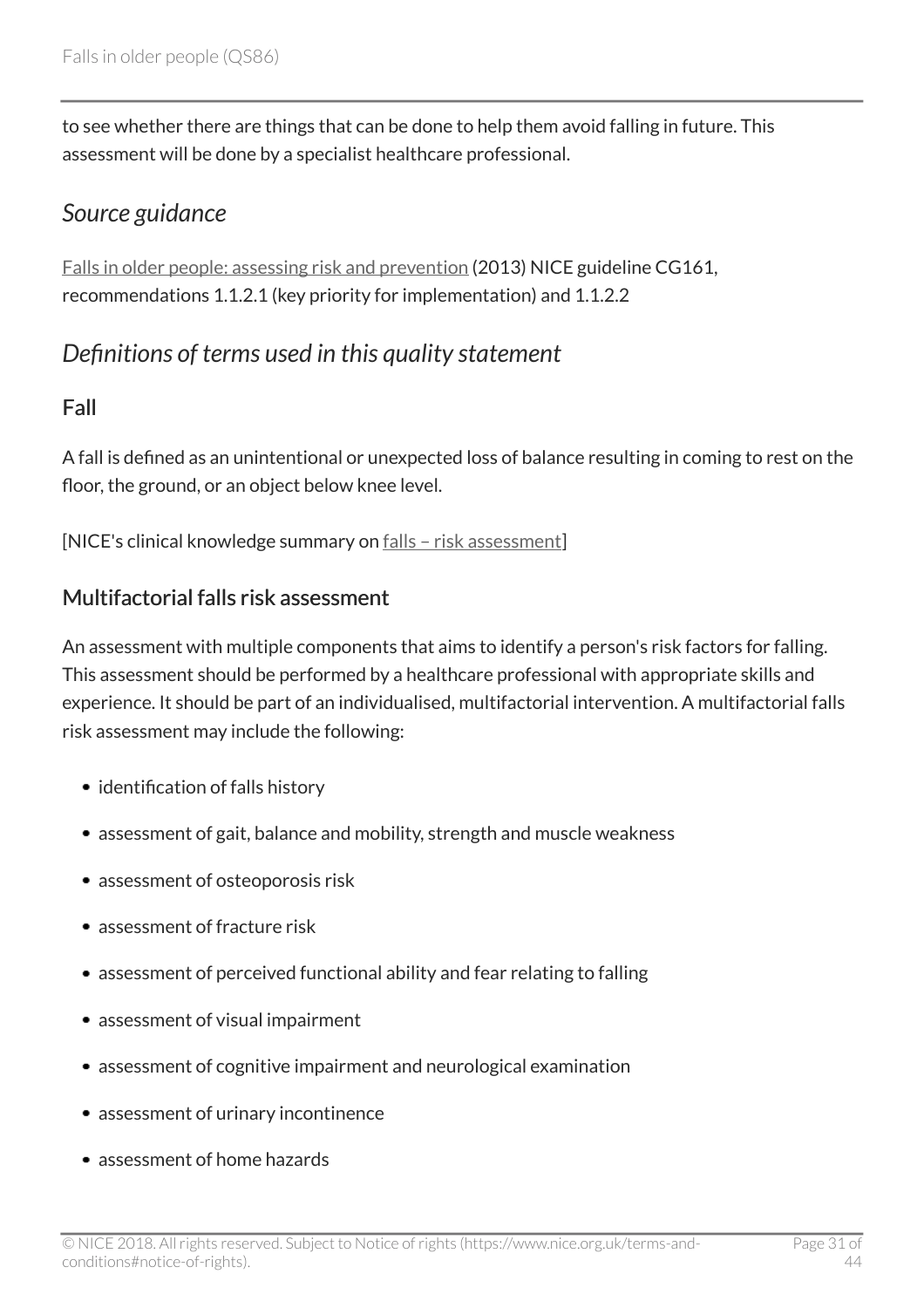to see whether there are things that can be done to help them avoid falling in future. This assessment will be done by a specialist healthcare professional.

## *Source guidance*

Falls in older people: assessing risk and prevention (2013) NICE guideline CG161, recommendations 1.1.2.1 (key priority for implementation) and 1.1.2.2

## *Definitions of terms used in this quality statement*

### Fall

A fall is defined as an unintentional or unexpected loss of balance resulting in coming to rest on the floor, the ground, or an object below knee level.

[NICE's clinical knowledge summary on falls – risk assessment]

### Multifactorial falls risk assessment

An assessment with multiple components that aims to identify a person's risk factors for falling. This assessment should be performed by a healthcare professional with appropriate skills and experience. It should be part of an individualised, multifactorial intervention. A multifactorial falls risk assessment may include the following:

- identification of falls history
- assessment of gait, balance and mobility, strength and muscle weakness
- assessment of osteoporosis risk
- assessment of fracture risk
- assessment of perceived functional ability and fear relating to falling
- assessment of visual impairment
- assessment of cognitive impairment and neurological examination
- assessment of urinary incontinence
- assessment of home hazards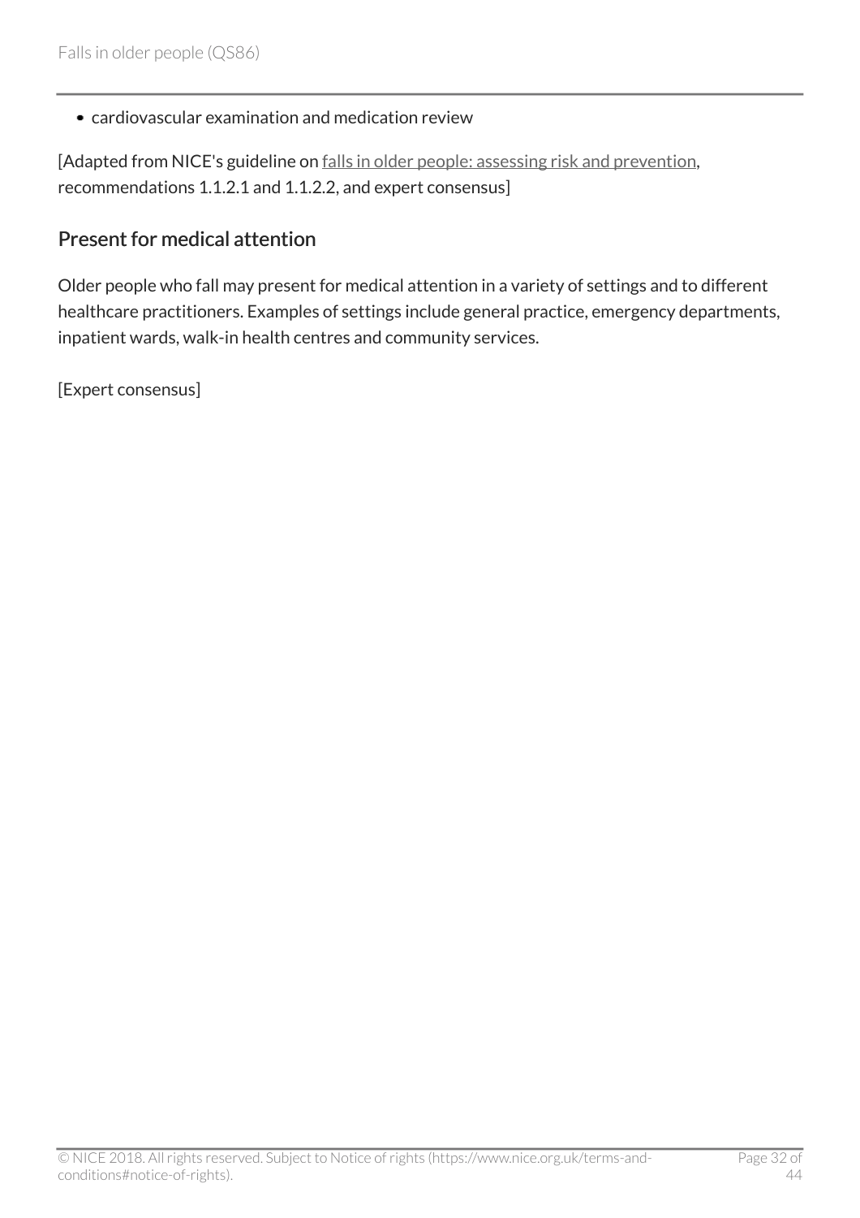- cardiovascular examination and medication review

[Adapted from NICE's guideline on falls in older people: assessing risk and prevention, recommendations 1.1.2.1 and 1.1.2.2, and expert consensus]

## Present for medical attention

Older people who fall may present for medical attention in a variety of settings and to different healthcare practitioners. Examples of settings include general practice, emergency departments, inpatient wards, walk-in health centres and community services.

[Expert consensus]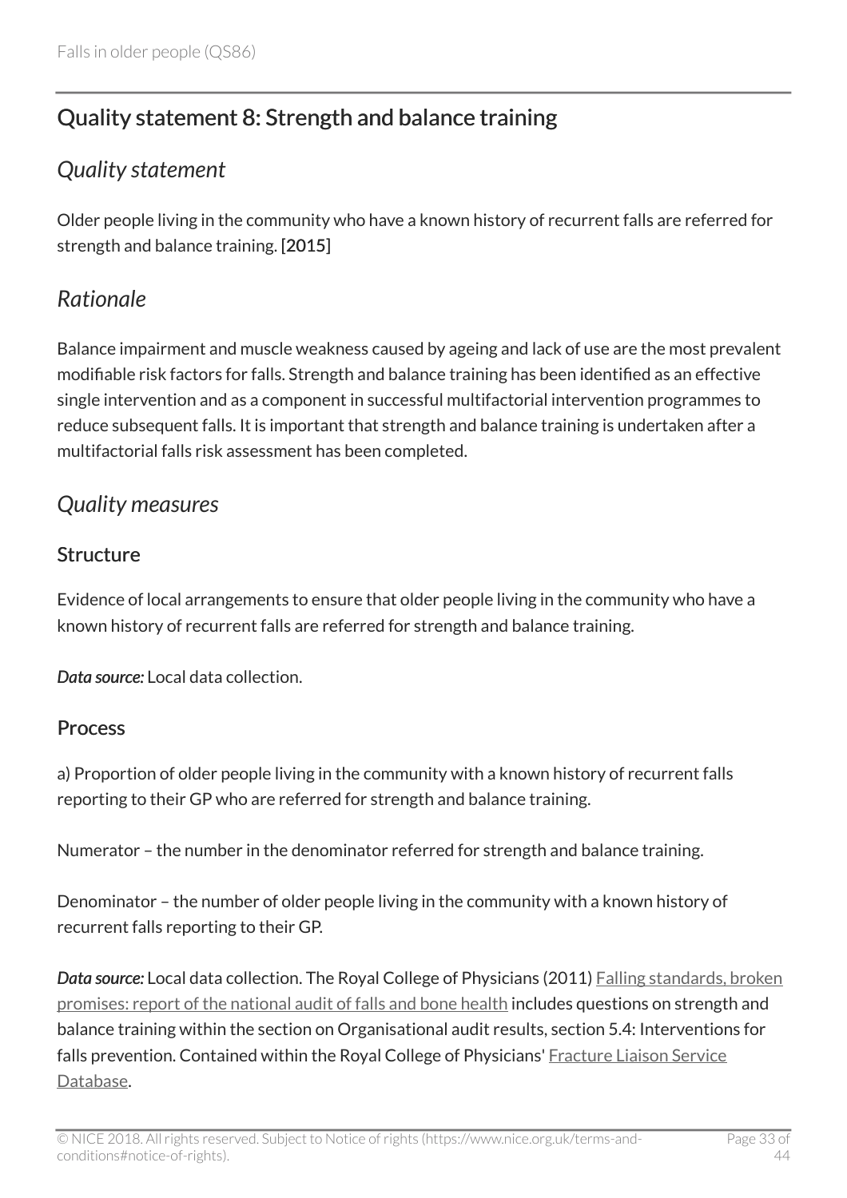## Quality statement 8: Strength and balance training

### *Quality statement*

Older people living in the community who have a known history of recurrent falls are referred for strength and balance training. [2015]

### *Rationale*

Balance impairment and muscle weakness caused by ageing and lack of use are the most prevalent modifiable risk factors for falls. Strength and balance training has been identified as an effective single intervention and as a component in successful multifactorial intervention programmes to reduce subsequent falls. It is important that strength and balance training is undertaken after a multifactorial falls risk assessment has been completed.

### *Quality measures*

#### Structure

Evidence of local arrangements to ensure that older people living in the community who have a known history of recurrent falls are referred for strength and balance training.

***Data source:*** Local data collection.

#### Process

a) Proportion of older people living in the community with a known history of recurrent falls reporting to their GP who are referred for strength and balance training.

Numerator – the number in the denominator referred for strength and balance training.

Denominator – the number of older people living in the community with a known history of recurrent falls reporting to their GP.

***Data source:*** Local data collection. The Royal College of Physicians (2011) Falling standards, broken promises: report of the national audit of falls and bone health includes questions on strength and balance training within the section on Organisational audit results, section 5.4: Interventions for falls prevention. Contained within the Royal College of Physicians' Fracture Liaison Service Database.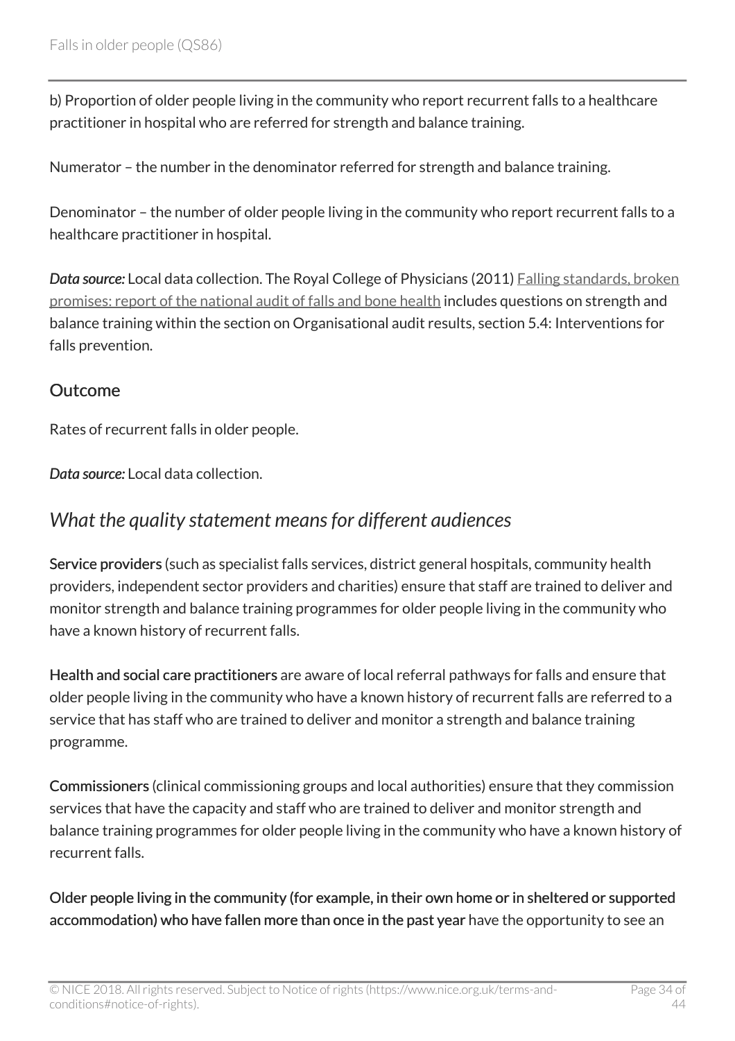b) Proportion of older people living in the community who report recurrent falls to a healthcare practitioner in hospital who are referred for strength and balance training.

Numerator – the number in the denominator referred for strength and balance training.

Denominator – the number of older people living in the community who report recurrent falls to a healthcare practitioner in hospital.

***Data source:*** Local data collection. The Royal College of Physicians (2011) Falling standards, broken promises: report of the national audit of falls and bone health includes questions on strength and balance training within the section on Organisational audit results, section 5.4: Interventions for falls prevention.

### Outcome

Rates of recurrent falls in older people.

***Data source:*** Local data collection.

## *What the quality statement means for different audiences*

**Service providers** (such as specialist falls services, district general hospitals, community health providers, independent sector providers and charities) ensure that staff are trained to deliver and monitor strength and balance training programmes for older people living in the community who have a known history of recurrent falls.

**Health and social care practitioners** are aware of local referral pathways for falls and ensure that older people living in the community who have a known history of recurrent falls are referred to a service that has staff who are trained to deliver and monitor a strength and balance training programme.

**Commissioners** (clinical commissioning groups and local authorities) ensure that they commission services that have the capacity and staff who are trained to deliver and monitor strength and balance training programmes for older people living in the community who have a known history of recurrent falls.

**Older people living in the community (for example, in their own home or in sheltered or supported accommodation) who have fallen more than once in the past year** have the opportunity to see an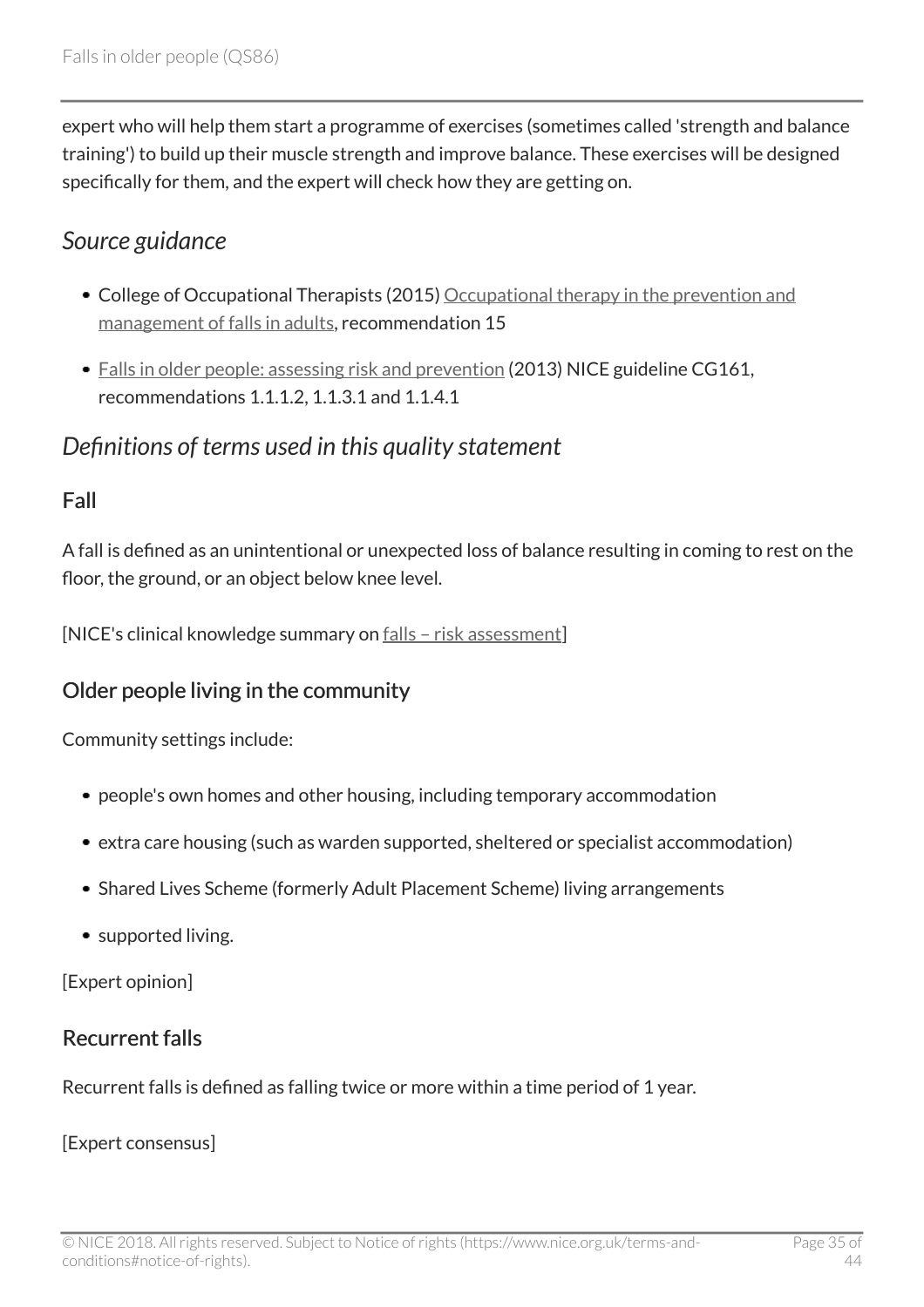expert who will help them start a programme of exercises (sometimes called 'strength and balance training') to build up their muscle strength and improve balance. These exercises will be designed specifically for them, and the expert will check how they are getting on.

## *Source guidance*

- College of Occupational Therapists (2015) Occupational therapy in the prevention and management of falls in adults, recommendation 15
- Falls in older people: assessing risk and prevention (2013) NICE guideline CG161, recommendations 1.1.1.2, 1.1.3.1 and 1.1.4.1

## *Definitions of terms used in this quality statement*

### Fall

A fall is defined as an unintentional or unexpected loss of balance resulting in coming to rest on the floor, the ground, or an object below knee level.

[NICE's clinical knowledge summary on falls – risk assessment]

### Older people living in the community

Community settings include:

- people's own homes and other housing, including temporary accommodation
- extra care housing (such as warden supported, sheltered or specialist accommodation)
- Shared Lives Scheme (formerly Adult Placement Scheme) living arrangements
- supported living.

[Expert opinion]

### Recurrent falls

Recurrent falls is defined as falling twice or more within a time period of 1 year.

[Expert consensus]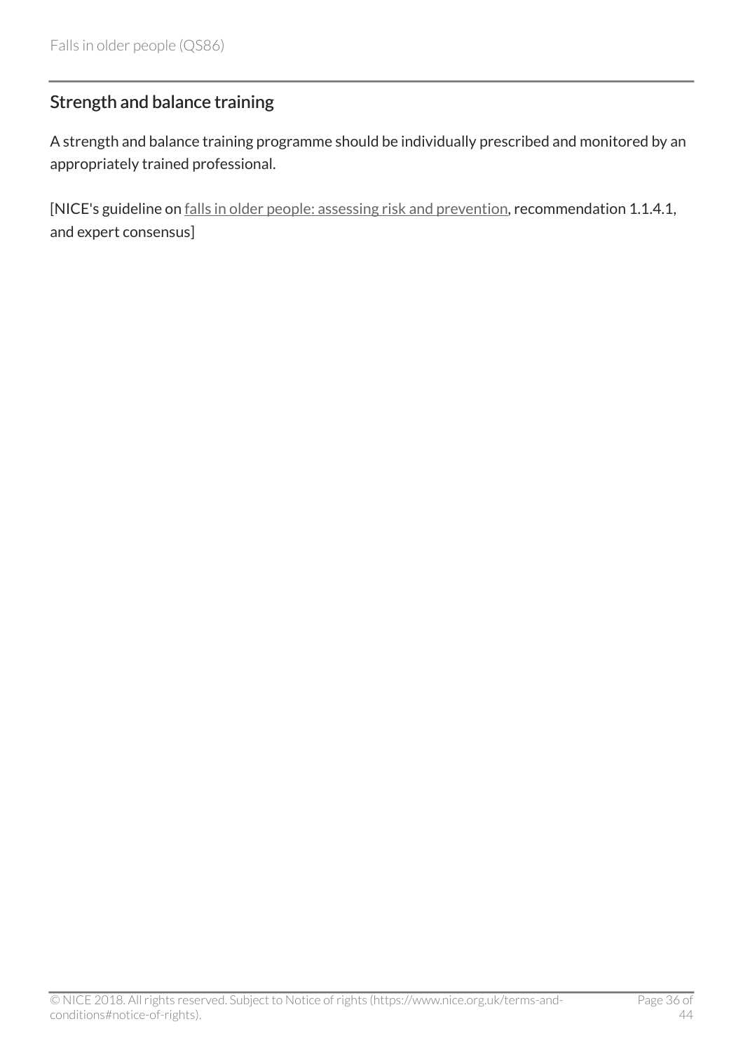## Strength and balance training

A strength and balance training programme should be individually prescribed and monitored by an appropriately trained professional.

[NICE's guideline on falls in older people: assessing risk and prevention, recommendation 1.1.4.1, and expert consensus]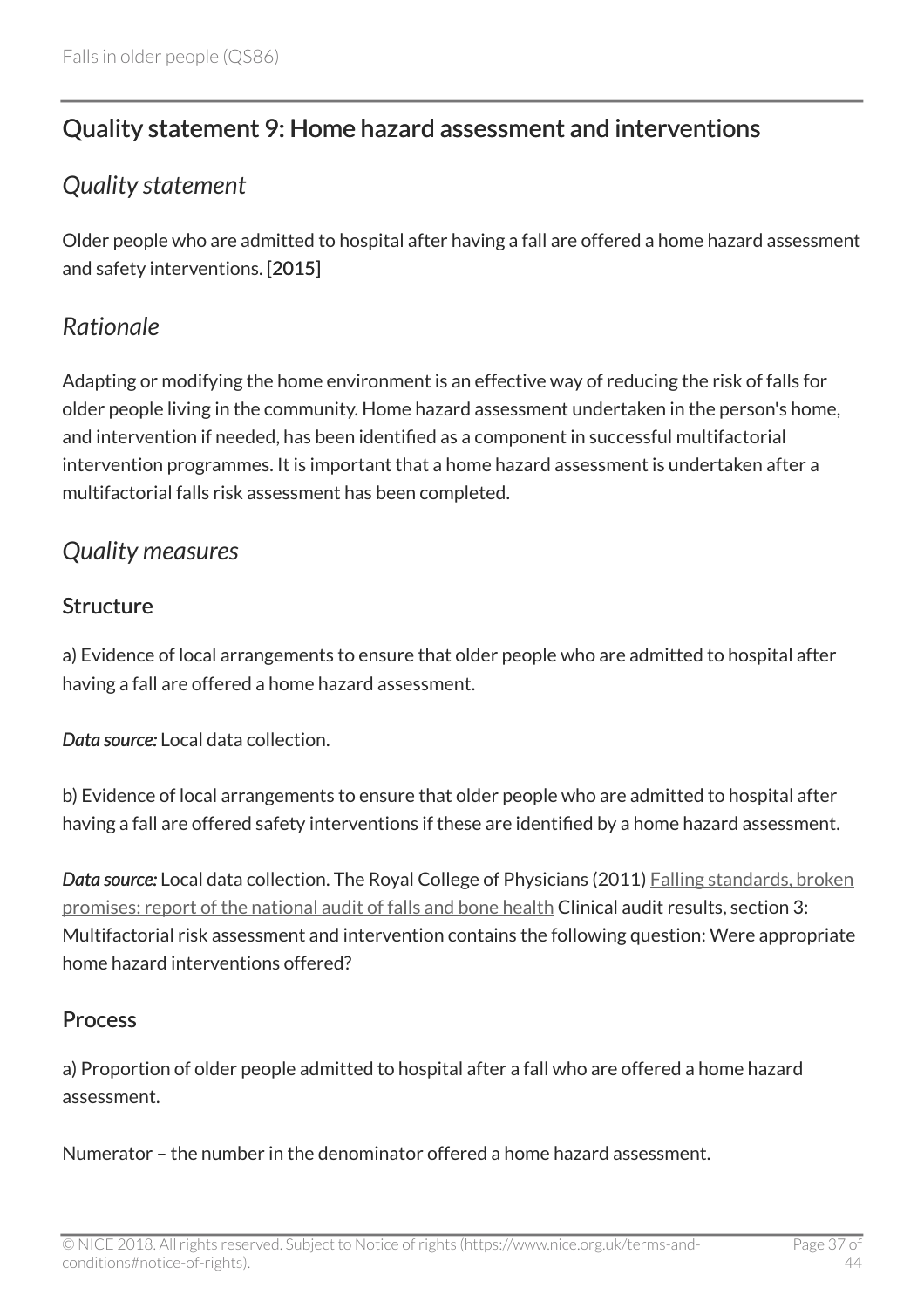## Quality statement 9: Home hazard assessment and interventions

### *Quality statement*

Older people who are admitted to hospital after having a fall are offered a home hazard assessment and safety interventions. [2015]

### *Rationale*

Adapting or modifying the home environment is an effective way of reducing the risk of falls for older people living in the community. Home hazard assessment undertaken in the person's home, and intervention if needed, has been identified as a component in successful multifactorial intervention programmes. It is important that a home hazard assessment is undertaken after a multifactorial falls risk assessment has been completed.

### *Quality measures*

#### Structure

a) Evidence of local arrangements to ensure that older people who are admitted to hospital after having a fall are offered a home hazard assessment.

***Data source:*** Local data collection.

b) Evidence of local arrangements to ensure that older people who are admitted to hospital after having a fall are offered safety interventions if these are identified by a home hazard assessment.

***Data source:*** Local data collection. The Royal College of Physicians (2011) Falling standards, broken promises: report of the national audit of falls and bone health Clinical audit results, section 3: Multifactorial risk assessment and intervention contains the following question: Were appropriate home hazard interventions offered?

#### Process

a) Proportion of older people admitted to hospital after a fall who are offered a home hazard assessment.

Numerator – the number in the denominator offered a home hazard assessment.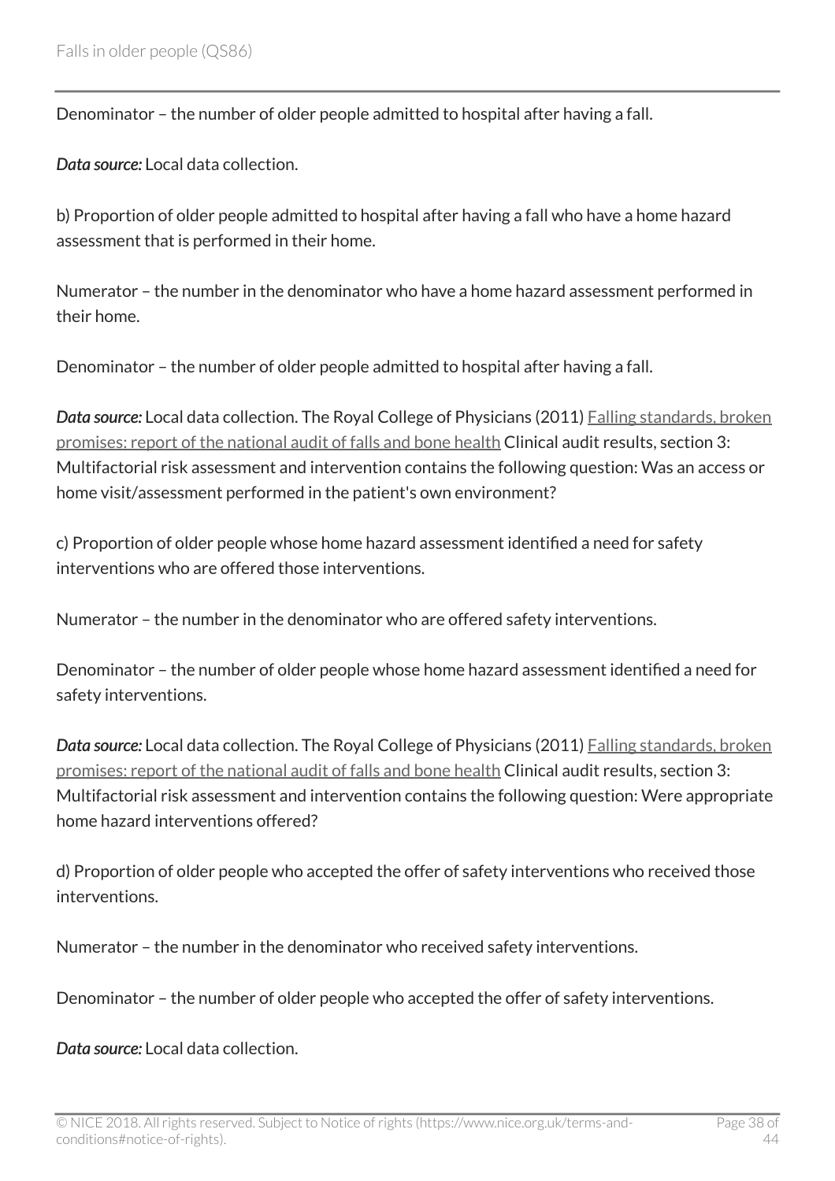Denominator – the number of older people admitted to hospital after having a fall.

*Data source:* Local data collection.

b) Proportion of older people admitted to hospital after having a fall who have a home hazard assessment that is performed in their home.

Numerator – the number in the denominator who have a home hazard assessment performed in their home.

Denominator – the number of older people admitted to hospital after having a fall.

*Data source:* Local data collection. The Royal College of Physicians (2011) Falling standards, broken promises: report of the national audit of falls and bone health Clinical audit results, section 3: Multifactorial risk assessment and intervention contains the following question: Was an access or home visit/assessment performed in the patient's own environment?

c) Proportion of older people whose home hazard assessment identified a need for safety interventions who are offered those interventions.

Numerator – the number in the denominator who are offered safety interventions.

Denominator – the number of older people whose home hazard assessment identified a need for safety interventions.

*Data source:* Local data collection. The Royal College of Physicians (2011) Falling standards, broken promises: report of the national audit of falls and bone health Clinical audit results, section 3: Multifactorial risk assessment and intervention contains the following question: Were appropriate home hazard interventions offered?

d) Proportion of older people who accepted the offer of safety interventions who received those interventions.

Numerator – the number in the denominator who received safety interventions.

Denominator – the number of older people who accepted the offer of safety interventions.

*Data source:* Local data collection.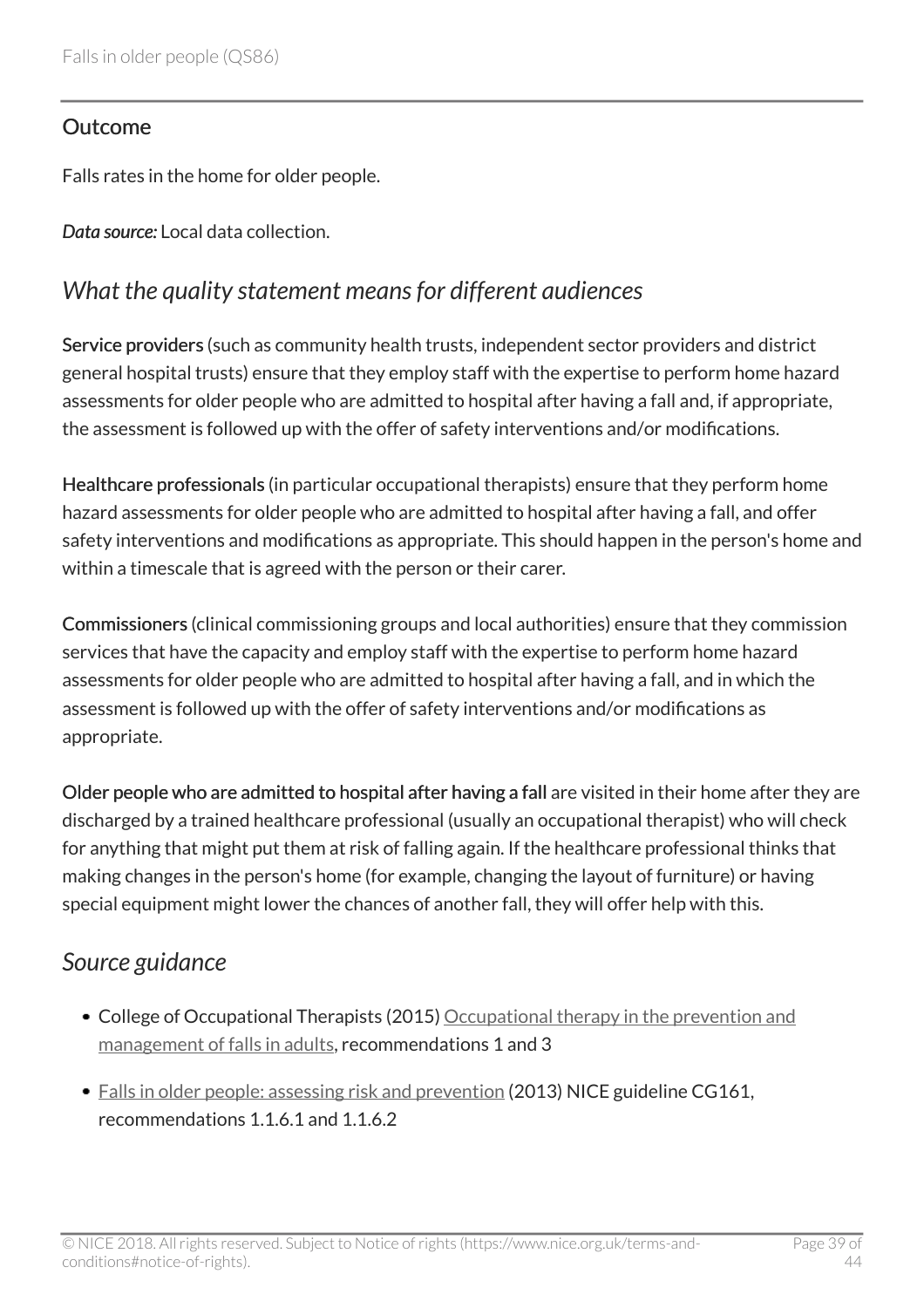### Outcome

Falls rates in the home for older people.

***Data source:*** Local data collection.

## *What the quality statement means for different audiences*

**Service providers** (such as community health trusts, independent sector providers and district general hospital trusts) ensure that they employ staff with the expertise to perform home hazard assessments for older people who are admitted to hospital after having a fall and, if appropriate, the assessment is followed up with the offer of safety interventions and/or modifications.

**Healthcare professionals** (in particular occupational therapists) ensure that they perform home hazard assessments for older people who are admitted to hospital after having a fall, and offer safety interventions and modifications as appropriate. This should happen in the person's home and within a timescale that is agreed with the person or their carer.

**Commissioners** (clinical commissioning groups and local authorities) ensure that they commission services that have the capacity and employ staff with the expertise to perform home hazard assessments for older people who are admitted to hospital after having a fall, and in which the assessment is followed up with the offer of safety interventions and/or modifications as appropriate.

**Older people who are admitted to hospital after having a fall** are visited in their home after they are discharged by a trained healthcare professional (usually an occupational therapist) who will check for anything that might put them at risk of falling again. If the healthcare professional thinks that making changes in the person's home (for example, changing the layout of furniture) or having special equipment might lower the chances of another fall, they will offer help with this.

## *Source guidance*

- College of Occupational Therapists (2015) Occupational therapy in the prevention and management of falls in adults, recommendations 1 and 3
- Falls in older people: assessing risk and prevention (2013) NICE guideline CG161, recommendations 1.1.6.1 and 1.1.6.2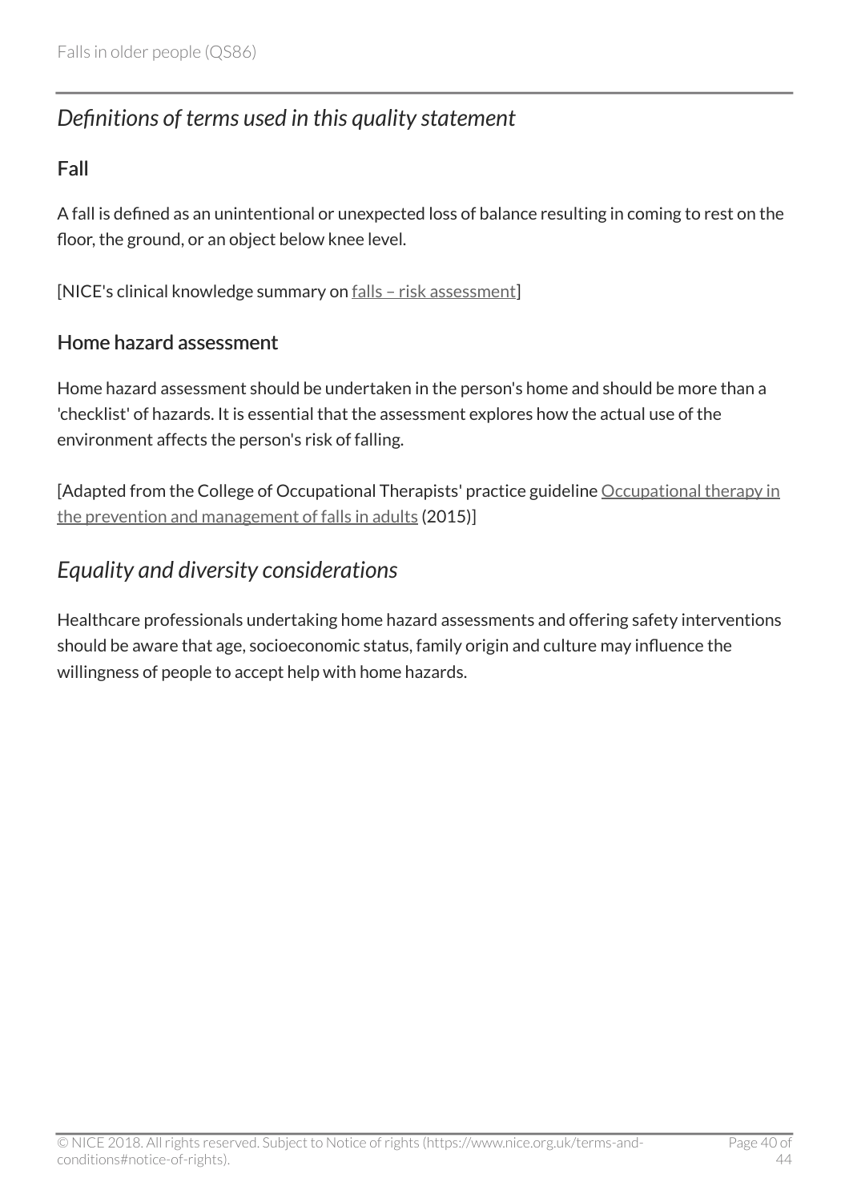## *Definitions of terms used in this quality statement*

### Fall

A fall is defined as an unintentional or unexpected loss of balance resulting in coming to rest on the floor, the ground, or an object below knee level.

[NICE's clinical knowledge summary on falls – risk assessment]

### Home hazard assessment

Home hazard assessment should be undertaken in the person's home and should be more than a 'checklist' of hazards. It is essential that the assessment explores how the actual use of the environment affects the person's risk of falling.

[Adapted from the College of Occupational Therapists' practice guideline Occupational therapy in the prevention and management of falls in adults (2015)]

## *Equality and diversity considerations*

Healthcare professionals undertaking home hazard assessments and offering safety interventions should be aware that age, socioeconomic status, family origin and culture may influence the willingness of people to accept help with home hazards.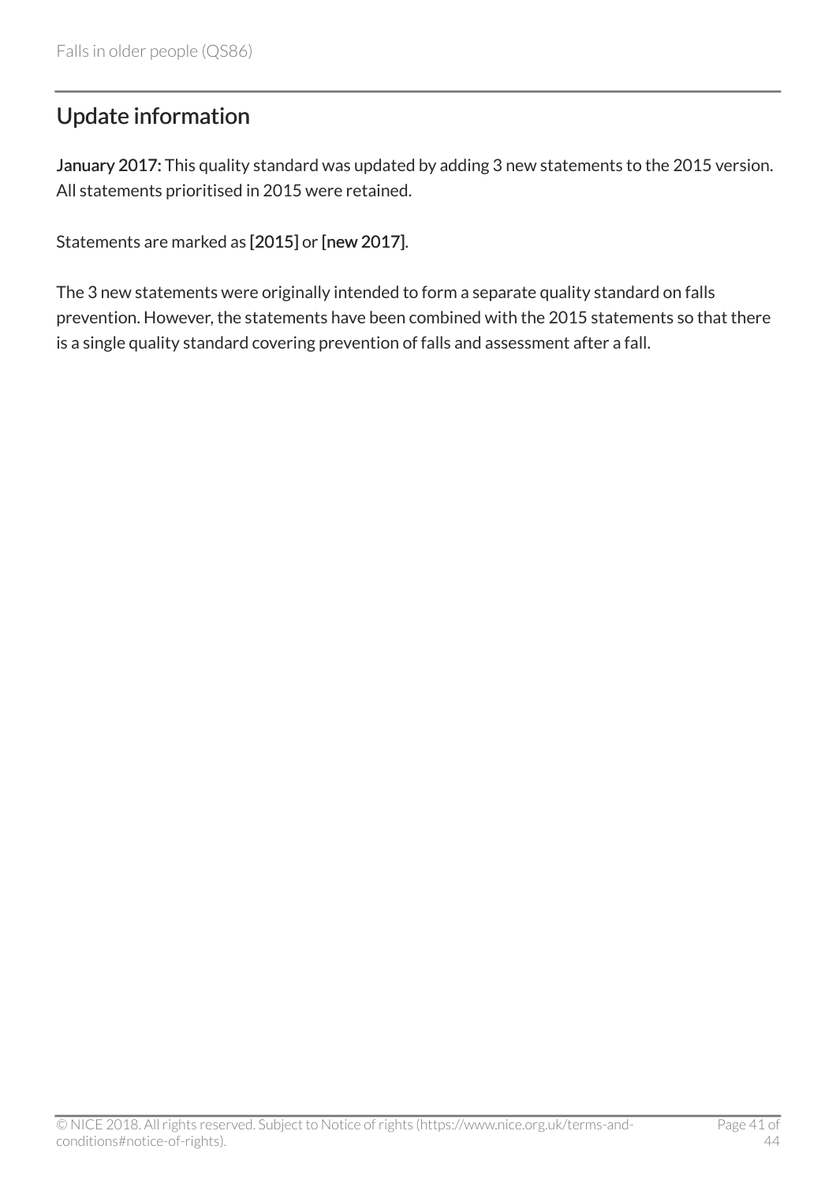## Update information

**January 2017:** This quality standard was updated by adding 3 new statements to the 2015 version. All statements prioritised in 2015 were retained.

Statements are marked as **[2015]** or **[new 2017]**.

The 3 new statements were originally intended to form a separate quality standard on falls prevention. However, the statements have been combined with the 2015 statements so that there is a single quality standard covering prevention of falls and assessment after a fall.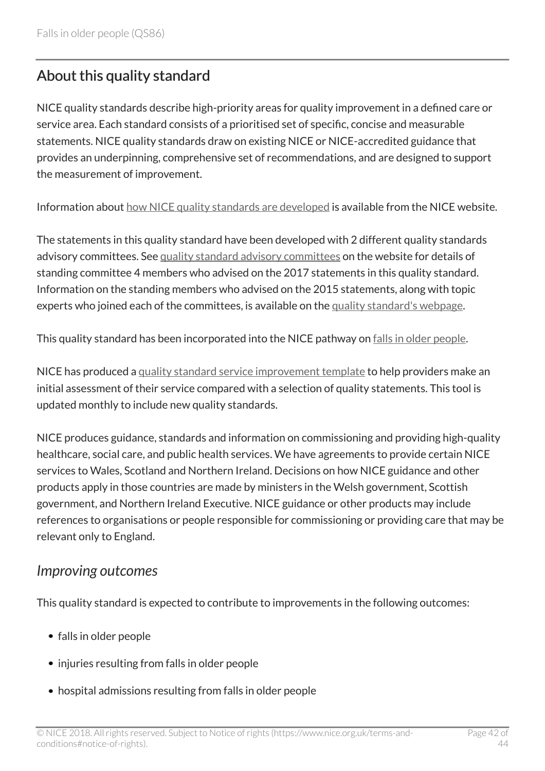## About this quality standard

NICE quality standards describe high-priority areas for quality improvement in a defined care or service area. Each standard consists of a prioritised set of specific, concise and measurable statements. NICE quality standards draw on existing NICE or NICE-accredited guidance that provides an underpinning, comprehensive set of recommendations, and are designed to support the measurement of improvement.

Information about how NICE quality standards are developed is available from the NICE website.

The statements in this quality standard have been developed with 2 different quality standards advisory committees. See quality standard advisory committees on the website for details of standing committee 4 members who advised on the 2017 statements in this quality standard. Information on the standing members who advised on the 2015 statements, along with topic experts who joined each of the committees, is available on the quality standard's webpage.

This quality standard has been incorporated into the NICE pathway on falls in older people.

NICE has produced a quality standard service improvement template to help providers make an initial assessment of their service compared with a selection of quality statements. This tool is updated monthly to include new quality standards.

NICE produces guidance, standards and information on commissioning and providing high-quality healthcare, social care, and public health services. We have agreements to provide certain NICE services to Wales, Scotland and Northern Ireland. Decisions on how NICE guidance and other products apply in those countries are made by ministers in the Welsh government, Scottish government, and Northern Ireland Executive. NICE guidance or other products may include references to organisations or people responsible for commissioning or providing care that may be relevant only to England.

### *Improving outcomes*

This quality standard is expected to contribute to improvements in the following outcomes:

- falls in older people
- injuries resulting from falls in older people
- hospital admissions resulting from falls in older people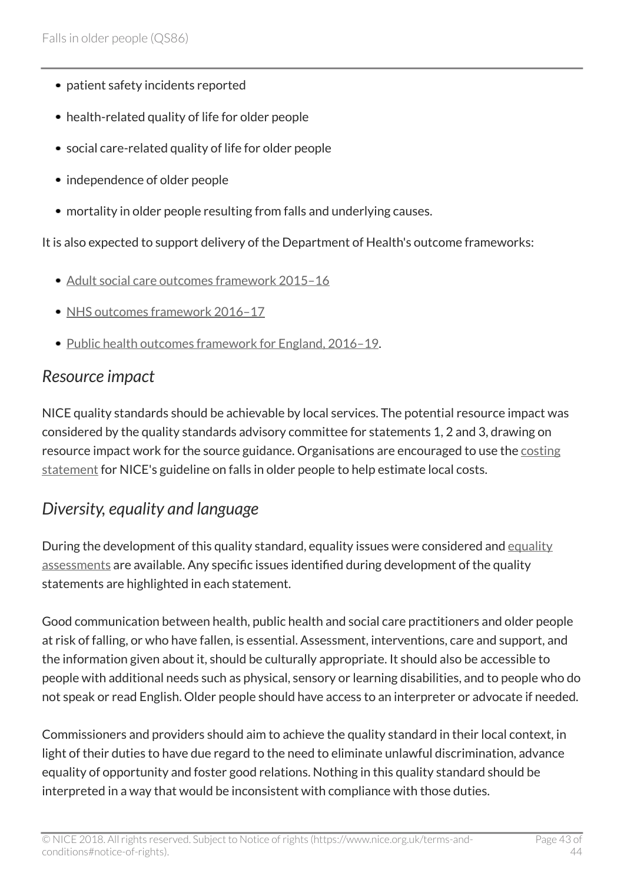- patient safety incidents reported
- health-related quality of life for older people
- social care-related quality of life for older people
- independence of older people
- mortality in older people resulting from falls and underlying causes.

It is also expected to support delivery of the Department of Health's outcome frameworks:

- Adult social care outcomes framework 2015–16
- NHS outcomes framework 2016–17
- Public health outcomes framework for England, 2016–19.

## *Resource impact*

NICE quality standards should be achievable by local services. The potential resource impact was considered by the quality standards advisory committee for statements 1, 2 and 3, drawing on resource impact work for the source guidance. Organisations are encouraged to use the costing statement for NICE's guideline on falls in older people to help estimate local costs.

## *Diversity, equality and language*

During the development of this quality standard, equality issues were considered and equality assessments are available. Any specific issues identified during development of the quality statements are highlighted in each statement.

Good communication between health, public health and social care practitioners and older people at risk of falling, or who have fallen, is essential. Assessment, interventions, care and support, and the information given about it, should be culturally appropriate. It should also be accessible to people with additional needs such as physical, sensory or learning disabilities, and to people who do not speak or read English. Older people should have access to an interpreter or advocate if needed.

Commissioners and providers should aim to achieve the quality standard in their local context, in light of their duties to have due regard to the need to eliminate unlawful discrimination, advance equality of opportunity and foster good relations. Nothing in this quality standard should be interpreted in a way that would be inconsistent with compliance with those duties.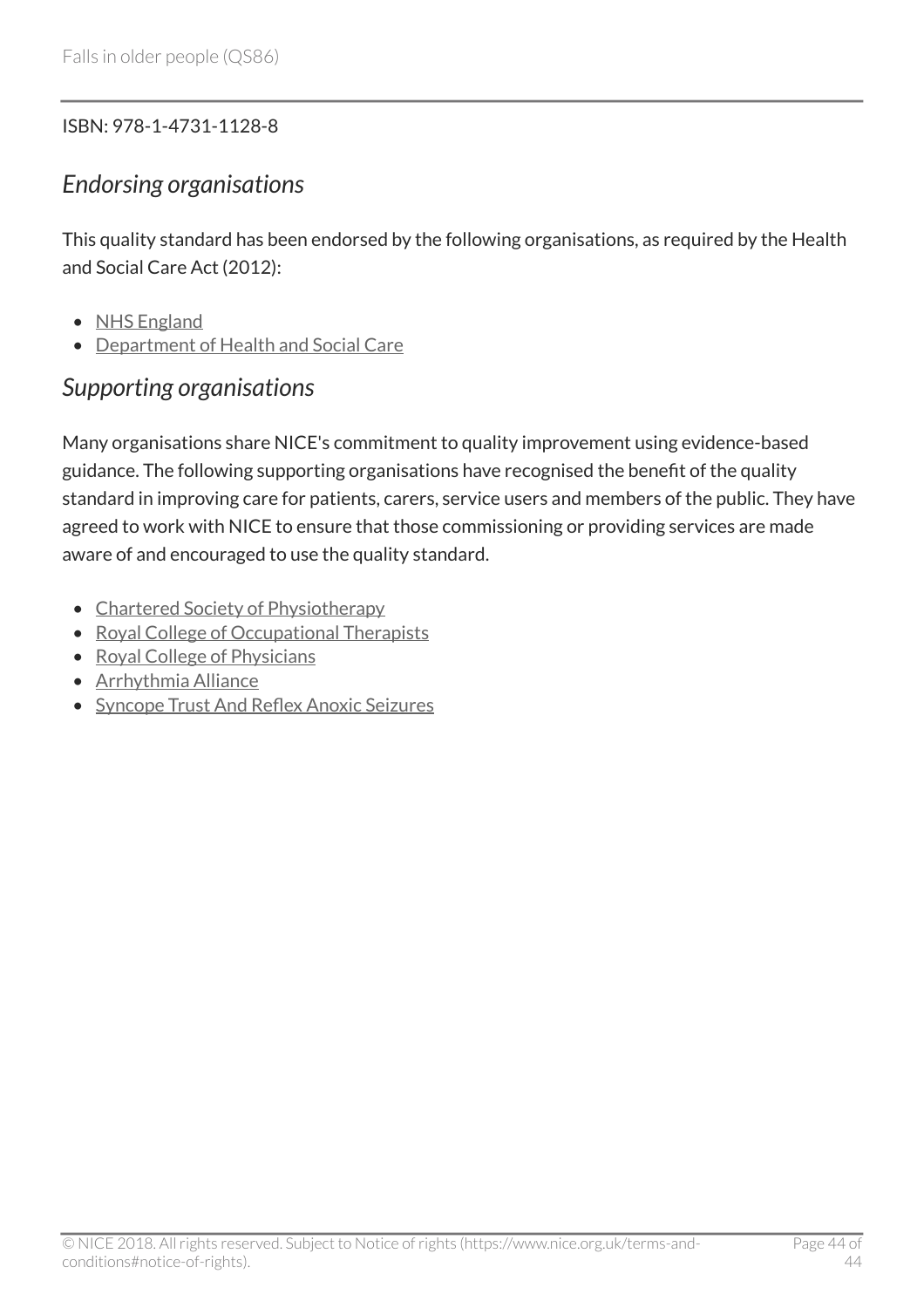ISBN: 978-1-4731-1128-8

## *Endorsing organisations*

This quality standard has been endorsed by the following organisations, as required by the Health and Social Care Act (2012):

- NHS England
- Department of Health and Social Care

## *Supporting organisations*

Many organisations share NICE's commitment to quality improvement using evidence-based guidance. The following supporting organisations have recognised the benefit of the quality standard in improving care for patients, carers, service users and members of the public. They have agreed to work with NICE to ensure that those commissioning or providing services are made aware of and encouraged to use the quality standard.

- Chartered Society of Physiotherapy
- Royal College of Occupational Therapists
- Royal College of Physicians
- Arrhythmia Alliance
- Syncope Trust And Reflex Anoxic Seizures